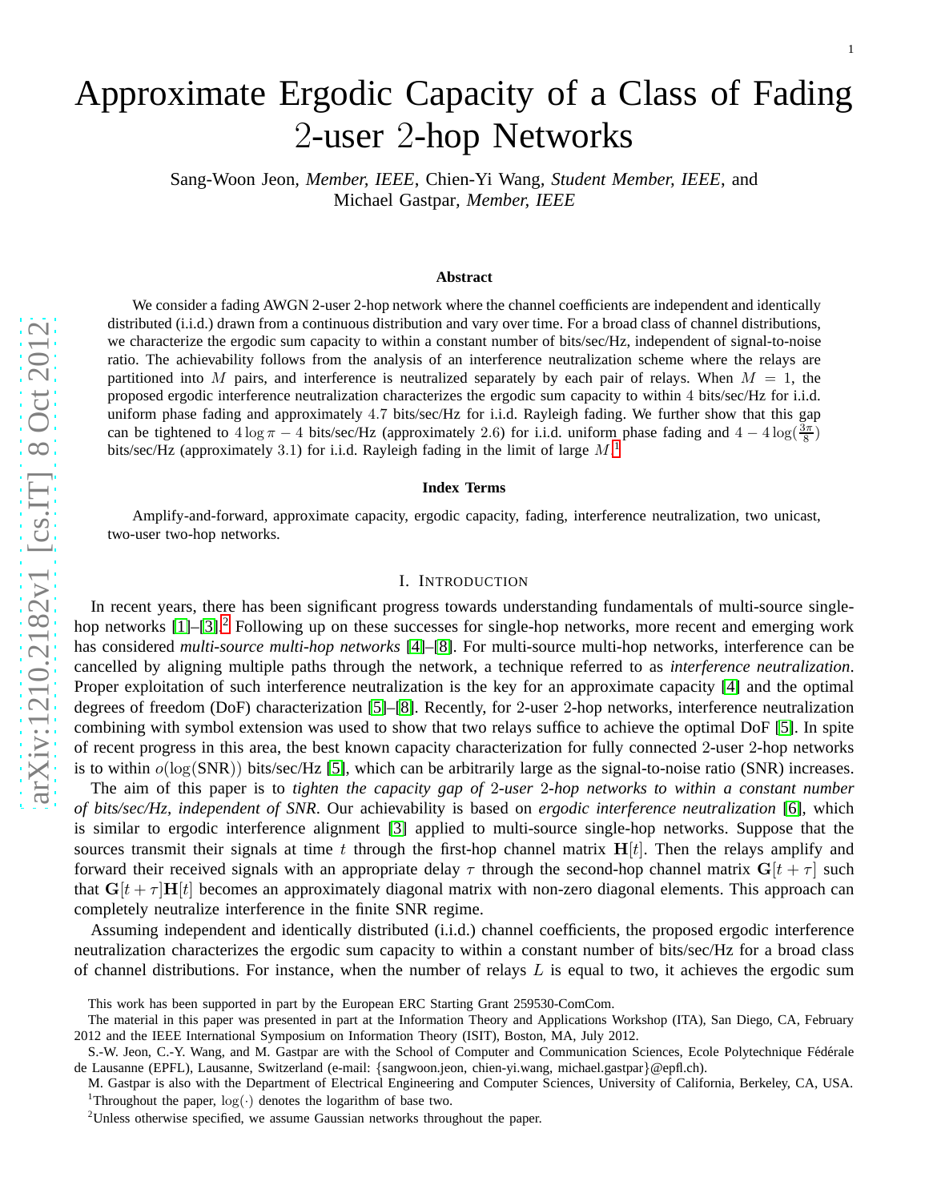# Approximate Ergodic Capacity of a Class of Fading 2-user 2-hop Networks

Sang-Woon Jeon, *Member, IEEE*, Chien-Yi Wang, *Student Member, IEEE*, and Michael Gastpar, *Member, IEEE*

### Abstract

We consider a fading AWGN 2-user 2-hop network where the channel coefficients are independent and identically distributed (i.i.d.) drawn from a continuous distribution and vary over time. For a broad class of channel distributions, we characterize the ergodic sum capacity to within a constant number of bits/sec/Hz, independent of signal-to-noise ratio. The achievability follows from the analysis of an interference neutralization scheme where the relays are partitioned into $M$ pairs, and interference is neutralized separately by each pair of relays. When $M = 1$, the proposed ergodic interference neutralization characterizes the ergodic sum capacity to within 4 bits/sec/Hz for i.i.d. uniform phase fading and approximately 4.7 bits/sec/Hz for i.i.d. Rayleigh fading. We further show that this gap can be tightened to $4\log\pi - 4$ bits/sec/Hz (approximately 2.6) for i.i.d. uniform phase fading and $4 - 4\log(\frac{3\pi}{8})$ bits/sec/Hz (approximately 3.1) for i.i.d. Rayleigh fading in the limit of large $M$.[1]

### Index Terms

Amplify-and-forward, approximate capacity, ergodic capacity, fading, interference neutralization, two unicast, two-user two-hop networks.

## I. Introduction

In recent years, there has been significant progress towards understanding fundamentals of multi-source single-hop networks [1]–[3].[2] Following up on these successes for single-hop networks, more recent and emerging work has considered *multi-source multi-hop networks* [4]–[8]. For multi-source multi-hop networks, interference can be cancelled by aligning multiple paths through the network, a technique referred to as *interference neutralization*. Proper exploitation of such interference neutralization is the key for an approximate capacity [4] and the optimal degrees of freedom (DoF) characterization [5]–[8]. Recently, for 2-user 2-hop networks, interference neutralization combining with symbol extension was used to show that two relays suffice to achieve the optimal DoF [5]. In spite of recent progress in this area, the best known capacity characterization for fully connected 2-user 2-hop networks is to within $o(\log(\text{SNR}))$ bits/sec/Hz [5], which can be arbitrarily large as the signal-to-noise ratio (SNR) increases.

The aim of this paper is to *tighten the capacity gap of 2-user 2-hop networks to within a constant number of bits/sec/Hz, independent of SNR*. Our achievability is based on *ergodic interference neutralization* [6], which is similar to ergodic interference alignment [3] applied to multi-source single-hop networks. Suppose that the sources transmit their signals at time $t$ through the first-hop channel matrix $\mathbf{H}[t]$. Then the relays amplify and forward their received signals with an appropriate delay $\tau$ through the second-hop channel matrix $\mathbf{G}[t+\tau]$ such that $\mathbf{G}[t+\tau]\mathbf{H}[t]$ becomes an approximately diagonal matrix with non-zero diagonal elements. This approach can completely neutralize interference in the finite SNR regime.

Assuming independent and identically distributed (i.i.d.) channel coefficients, the proposed ergodic interference neutralization characterizes the ergodic sum capacity to within a constant number of bits/sec/Hz for a broad class of channel distributions. For instance, when the number of relays $L$ is equal to two, it achieves the ergodic sum

This work has been supported in part by the European ERC Starting Grant 259530-ComCom.

The material in this paper was presented in part at the Information Theory and Applications Workshop (ITA), San Diego, CA, February 2012 and the IEEE International Symposium on Information Theory (ISIT), Boston, MA, July 2012.

S.-W. Jeon, C.-Y. Wang, and M. Gastpar are with the School of Computer and Communication Sciences, Ecole Polytechnique Fédérale de Lausanne (EPFL), Lausanne, Switzerland (e-mail: {sangwoon.jeon, chien-yi.wang, michael.gastpar}@epfl.ch).

M. Gastpar is also with the Department of Electrical Engineering and Computer Sciences, University of California, Berkeley, CA, USA.

[1] Throughout the paper, $\log(\cdot)$ denotes the logarithm of base two.

[2] Unless otherwise specified, we assume Gaussian networks throughout the paper.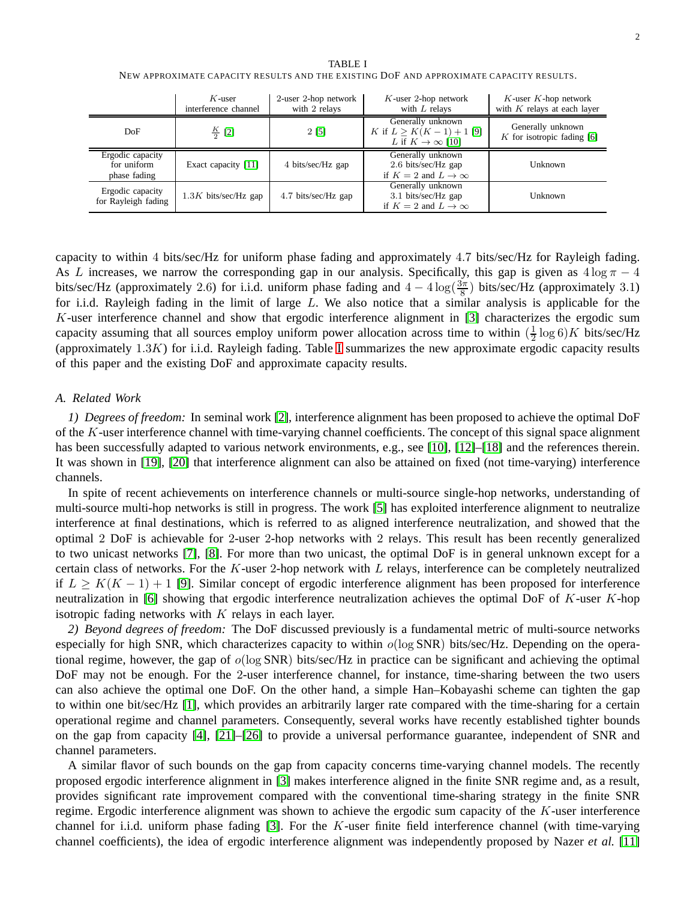TABLE I
NEW APPROXIMATE CAPACITY RESULTS AND THE EXISTING DOF AND APPROXIMATE CAPACITY RESULTS.

| | $K$-user interference channel | 2-user 2-hop network with 2 relays | $K$-user 2-hop network with $L$ relays | $K$-user $K$-hop network with $K$ relays at each layer |
|---|---|---|---|---|
| DoF | $\frac{K}{2}$ [2] | 2 [5] | Generally unknown $K$ if $L \geq K(K-1)+1$ [9] $L$ if $K \to \infty$ [10] | Generally unknown $K$ for isotropic fading [6] |
| Ergodic capacity for uniform phase fading | Exact capacity [11] | 4 bits/sec/Hz gap | Generally unknown 2.6 bits/sec/Hz gap if $K=2$ and $L \to \infty$ | Unknown |
| Ergodic capacity for Rayleigh fading | $1.3K$ bits/sec/Hz gap | 4.7 bits/sec/Hz gap | Generally unknown 3.1 bits/sec/Hz gap if $K=2$ and $L \to \infty$ | Unknown |

capacity to within 4 bits/sec/Hz for uniform phase fading and approximately 4.7 bits/sec/Hz for Rayleigh fading. As $L$ increases, we narrow the corresponding gap in our analysis. Specifically, this gap is given as $4 \log \pi - 4$ bits/sec/Hz (approximately 2.6) for i.i.d. uniform phase fading and $4 - 4 \log(\frac{3\pi}{8})$ bits/sec/Hz (approximately 3.1) for i.i.d. Rayleigh fading in the limit of large $L$. We also notice that a similar analysis is applicable for the $K$-user interference channel and show that ergodic interference alignment in [3] characterizes the ergodic sum capacity assuming that all sources employ uniform power allocation across time to within $(\frac{1}{2} \log 6)K$ bits/sec/Hz (approximately $1.3K$) for i.i.d. Rayleigh fading. Table I summarizes the new approximate ergodic capacity results of this paper and the existing DoF and approximate capacity results.

### A. Related Work

*1) Degrees of freedom:* In seminal work [2], interference alignment has been proposed to achieve the optimal DoF of the $K$-user interference channel with time-varying channel coefficients. The concept of this signal space alignment has been successfully adapted to various network environments, e.g., see [10], [12]–[18] and the references therein. It was shown in [19], [20] that interference alignment can also be attained on fixed (not time-varying) interference channels.

In spite of recent achievements on interference channels or multi-source single-hop networks, understanding of multi-source multi-hop networks is still in progress. The work [5] has exploited interference alignment to neutralize interference at final destinations, which is referred to as aligned interference neutralization, and showed that the optimal 2 DoF is achievable for 2-user 2-hop networks with 2 relays. This result has been recently generalized to two unicast networks [7], [8]. For more than two unicast, the optimal DoF is in general unknown except for a certain class of networks. For the $K$-user 2-hop network with $L$ relays, interference can be completely neutralized if $L \geq K(K-1)+1$ [9]. Similar concept of ergodic interference alignment has been proposed for interference neutralization in [6] showing that ergodic interference neutralization achieves the optimal DoF of $K$-user $K$-hop isotropic fading networks with $K$ relays in each layer.

*2) Beyond degrees of freedom:* The DoF discussed previously is a fundamental metric of multi-source networks especially for high SNR, which characterizes capacity to within $o(\log \text{SNR})$ bits/sec/Hz. Depending on the operational regime, however, the gap of $o(\log \text{SNR})$ bits/sec/Hz in practice can be significant and achieving the optimal DoF may not be enough. For the 2-user interference channel, for instance, time-sharing between the two users can also achieve the optimal one DoF. On the other hand, a simple Han–Kobayashi scheme can tighten the gap to within one bit/sec/Hz [1], which provides an arbitrarily larger rate compared with the time-sharing for a certain operational regime and channel parameters. Consequently, several works have recently established tighter bounds on the gap from capacity [4], [21]–[26] to provide a universal performance guarantee, independent of SNR and channel parameters.

A similar flavor of such bounds on the gap from capacity concerns time-varying channel models. The recently proposed ergodic interference alignment in [3] makes interference aligned in the finite SNR regime and, as a result, provides significant rate improvement compared with the conventional time-sharing strategy in the finite SNR regime. Ergodic interference alignment was shown to achieve the ergodic sum capacity of the $K$-user interference channel for i.i.d. uniform phase fading [3]. For the $K$-user finite field interference channel (with time-varying channel coefficients), the idea of ergodic interference alignment was independently proposed by Nazer *et al.* [11]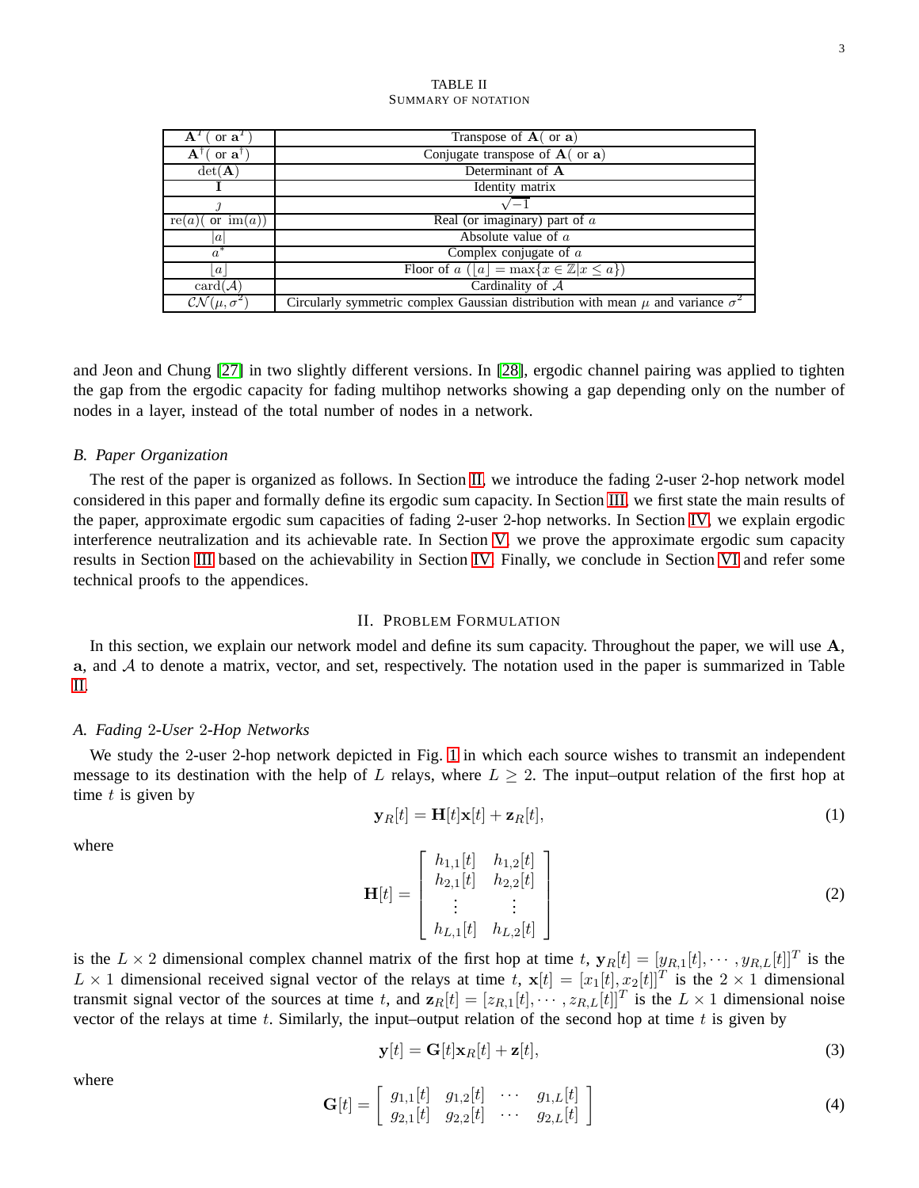TABLE II
SUMMARY OF NOTATION

| | |
|---|---|
| $\mathbf{A}^T$ ( or $\mathbf{a}^T$) | Transpose of $\mathbf{A}$( or $\mathbf{a}$) |
| $\mathbf{A}^\dagger$( or $\mathbf{a}^\dagger$) | Conjugate transpose of $\mathbf{A}$( or $\mathbf{a}$) |
| $\det(\mathbf{A})$ | Determinant of $\mathbf{A}$ |
| $\mathbf{I}$ | Identity matrix |
| $\jmath$ | $\sqrt{-1}$ |
| $\mathrm{re}(a)$( or $\mathrm{im}(a)$) | Real (or imaginary) part of $a$ |
| $\lvert a\rvert$ | Absolute value of $a$ |
| $a^*$ | Complex conjugate of $a$ |
| $\lfloor a \rfloor$ | Floor of $a$ ($\lfloor a \rfloor = \max\{x \in \mathbb{Z} \mid x \le a\}$) |
| $\mathrm{card}(\mathcal{A})$ | Cardinality of $\mathcal{A}$ |
| $\mathcal{CN}(\mu, \sigma^2)$ | Circularly symmetric complex Gaussian distribution with mean $\mu$ and variance $\sigma^2$ |

and Jeon and Chung [27] in two slightly different versions. In [28], ergodic channel pairing was applied to tighten the gap from the ergodic capacity for fading multihop networks showing a gap depending only on the number of nodes in a layer, instead of the total number of nodes in a network.

### B. Paper Organization

The rest of the paper is organized as follows. In Section II, we introduce the fading 2-user 2-hop network model considered in this paper and formally define its ergodic sum capacity. In Section III, we first state the main results of the paper, approximate ergodic sum capacities of fading 2-user 2-hop networks. In Section IV, we explain ergodic interference neutralization and its achievable rate. In Section V, we prove the approximate ergodic sum capacity results in Section III based on the achievability in Section IV. Finally, we conclude in Section VI and refer some technical proofs to the appendices.

## II. Problem Formulation

In this section, we explain our network model and define its sum capacity. Throughout the paper, we will use $\mathbf{A}$, $\mathbf{a}$, and $\mathcal{A}$ to denote a matrix, vector, and set, respectively. The notation used in the paper is summarized in Table II.

### A. Fading 2-User 2-Hop Networks

We study the 2-user 2-hop network depicted in Fig. 1 in which each source wishes to transmit an independent message to its destination with the help of $L$ relays, where $L \ge 2$. The input–output relation of the first hop at time $t$ is given by

$$\mathbf{y}_R[t] = \mathbf{H}[t]\mathbf{x}[t] + \mathbf{z}_R[t], \tag{1}$$

where

$$\mathbf{H}[t] = \begin{bmatrix} h_{1,1}[t] & h_{1,2}[t] \\ h_{2,1}[t] & h_{2,2}[t] \\ \vdots & \vdots \\ h_{L,1}[t] & h_{L,2}[t] \end{bmatrix} \tag{2}$$

is the $L \times 2$ dimensional complex channel matrix of the first hop at time $t$, $\mathbf{y}_R[t] = [y_{R,1}[t], \cdots, y_{R,L}[t]]^T$ is the $L \times 1$ dimensional received signal vector of the relays at time $t$, $\mathbf{x}[t] = [x_1[t], x_2[t]]^T$ is the $2 \times 1$ dimensional transmit signal vector of the sources at time $t$, and $\mathbf{z}_R[t] = [z_{R,1}[t], \cdots, z_{R,L}[t]]^T$ is the $L \times 1$ dimensional noise vector of the relays at time $t$. Similarly, the input–output relation of the second hop at time $t$ is given by

$$\mathbf{y}[t] = \mathbf{G}[t]\mathbf{x}_R[t] + \mathbf{z}[t], \tag{3}$$

where

$$\mathbf{G}[t] = \begin{bmatrix} g_{1,1}[t] & g_{1,2}[t] & \cdots & g_{1,L}[t] \\ g_{2,1}[t] & g_{2,2}[t] & \cdots & g_{2,L}[t] \end{bmatrix} \tag{4}$$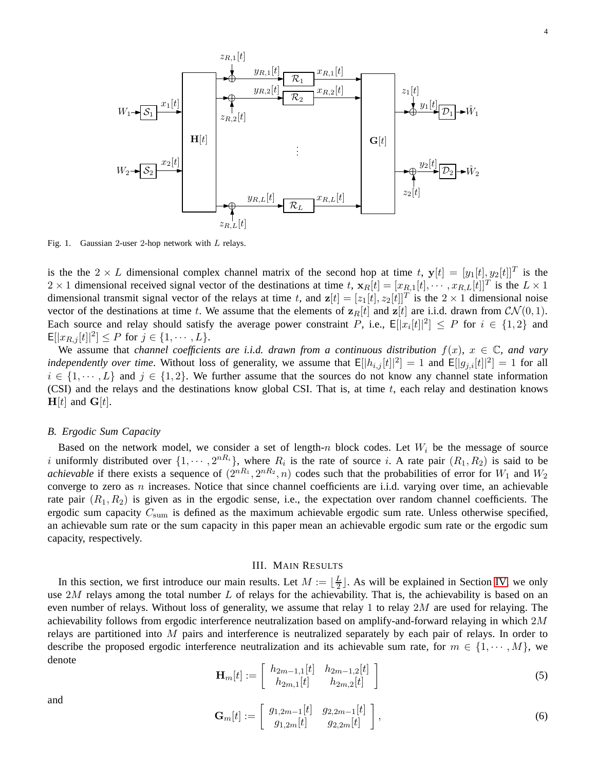Fig. 1. Gaussian 2-user 2-hop network with $L$ relays.

is the the $2 \times L$ dimensional complex channel matrix of the second hop at time $t$, $\mathbf{y}[t] = [y_1[t], y_2[t]]^T$ is the $2 \times 1$ dimensional received signal vector of the destinations at time $t$, $\mathbf{x}_R[t] = [x_{R,1}[t], \cdots, x_{R,L}[t]]^T$ is the $L \times 1$ dimensional transmit signal vector of the relays at time $t$, and $\mathbf{z}[t] = [z_1[t], z_2[t]]^T$ is the $2 \times 1$ dimensional noise vector of the destinations at time $t$. We assume that the elements of $\mathbf{z}_R[t]$ and $\mathbf{z}[t]$ are i.i.d. drawn from $\mathcal{CN}(0, 1)$. Each source and relay should satisfy the average power constraint $P$, i.e., $\mathsf{E}[|x_i[t]|^2] \leq P$ for $i \in \{1, 2\}$ and $\mathsf{E}[|x_{R,j}[t]|^2] \leq P$ for $j \in \{1, \cdots, L\}$.

We assume that *channel coefficients are i.i.d. drawn from a continuous distribution* $f(x)$, $x \in \mathbb{C}$, *and vary independently over time*. Without loss of generality, we assume that $\mathsf{E}[|h_{i,j}[t]|^2] = 1$ and $\mathsf{E}[|g_{j,i}[t]|^2] = 1$ for all $i \in \{1, \cdots, L\}$ and $j \in \{1, 2\}$. We further assume that the sources do not know any channel state information (CSI) and the relays and the destinations know global CSI. That is, at time $t$, each relay and destination knows $\mathbf{H}[t]$ and $\mathbf{G}[t]$.

### B. Ergodic Sum Capacity

Based on the network model, we consider a set of length-$n$ block codes. Let $W_i$ be the message of source $i$ uniformly distributed over $\{1, \cdots, 2^{nR_i}\}$, where $R_i$ is the rate of source $i$. A rate pair $(R_1, R_2)$ is said to be *achievable* if there exists a sequence of $(2^{nR_1}, 2^{nR_2}, n)$ codes such that the probabilities of error for $W_1$ and $W_2$ converge to zero as $n$ increases. Notice that since channel coefficients are i.i.d. varying over time, an achievable rate pair $(R_1, R_2)$ is given as in the ergodic sense, i.e., the expectation over random channel coefficients. The ergodic sum capacity $C_{\text{sum}}$ is defined as the maximum achievable ergodic sum rate. Unless otherwise specified, an achievable sum rate or the sum capacity in this paper mean an achievable ergodic sum rate or the ergodic sum capacity, respectively.

## III. Main Results

In this section, we first introduce our main results. Let $M := \lfloor \frac{L}{2} \rfloor$. As will be explained in Section IV, we only use $2M$ relays among the total number $L$ of relays for the achievability. That is, the achievability is based on an even number of relays. Without loss of generality, we assume that relay 1 to relay $2M$ are used for relaying. The achievability follows from ergodic interference neutralization based on amplify-and-forward relaying in which $2M$ relays are partitioned into $M$ pairs and interference is neutralized separately by each pair of relays. In order to describe the proposed ergodic interference neutralization and its achievable sum rate, for $m \in \{1, \cdots, M\}$, we denote

$$\mathbf{H}_m[t] := \begin{bmatrix} h_{2m-1,1}[t] & h_{2m-1,2}[t] \\ h_{2m,1}[t] & h_{2m,2}[t] \end{bmatrix} \tag{5}$$

and

$$\mathbf{G}_m[t] := \begin{bmatrix} g_{1,2m-1}[t] & g_{2,2m-1}[t] \\ g_{1,2m}[t] & g_{2,2m}[t] \end{bmatrix}, \tag{6}$$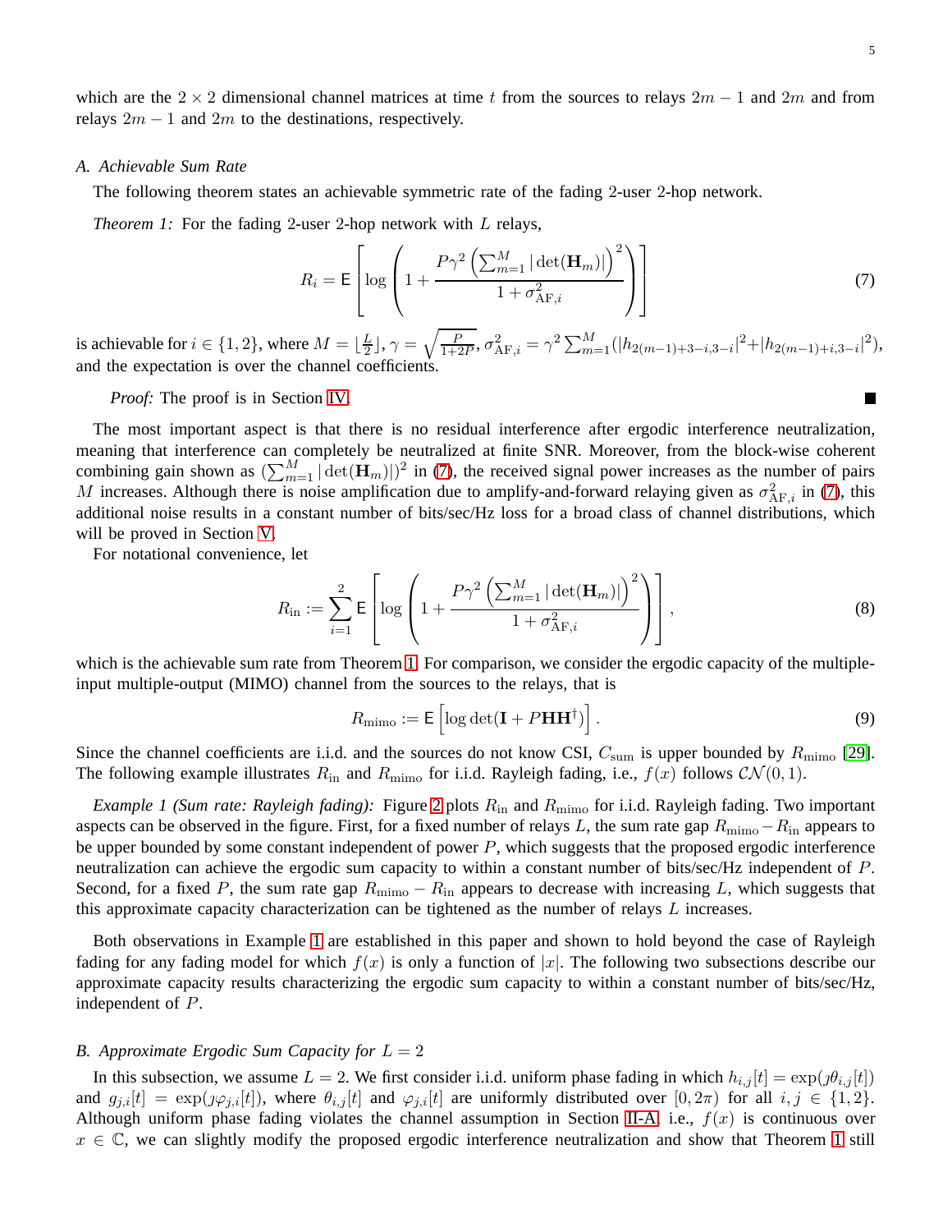which are the $2 \times 2$ dimensional channel matrices at time $t$ from the sources to relays $2m-1$ and $2m$ and from relays $2m-1$ and $2m$ to the destinations, respectively.

### A. Achievable Sum Rate

The following theorem states an achievable symmetric rate of the fading 2-user 2-hop network.

*Theorem 1:* For the fading 2-user 2-hop network with $L$ relays,

$$R_i = \mathsf{E}\left[\log\left(1 + \frac{P\gamma^2\left(\sum_{m=1}^{M}|\det(\mathbf{H}_m)|\right)^2}{1+\sigma^2_{\text{AF},i}}\right)\right] \tag{7}$$

is achievable for $i \in \{1,2\}$, where $M = \lfloor \frac{L}{2} \rfloor$, $\gamma = \sqrt{\frac{P}{1+2P}}$, $\sigma^2_{\text{AF},i} = \gamma^2 \sum_{m=1}^{M}(|h_{2(m-1)+3-i,3-i}|^2 + |h_{2(m-1)+i,3-i}|^2)$, and the expectation is over the channel coefficients.

*Proof:* The proof is in Section IV. ■

The most important aspect is that there is no residual interference after ergodic interference neutralization, meaning that interference can completely be neutralized at finite SNR. Moreover, from the block-wise coherent combining gain shown as $(\sum_{m=1}^{M}|\det(\mathbf{H}_m)|)^2$ in (7), the received signal power increases as the number of pairs $M$ increases. Although there is noise amplification due to amplify-and-forward relaying given as $\sigma^2_{\text{AF},i}$ in (7), this additional noise results in a constant number of bits/sec/Hz loss for a broad class of channel distributions, which will be proved in Section V.

For notational convenience, let

$$R_{\text{in}} := \sum_{i=1}^{2}\mathsf{E}\left[\log\left(1 + \frac{P\gamma^2\left(\sum_{m=1}^{M}|\det(\mathbf{H}_m)|\right)^2}{1+\sigma^2_{\text{AF},i}}\right)\right], \tag{8}$$

which is the achievable sum rate from Theorem 1. For comparison, we consider the ergodic capacity of the multiple-input multiple-output (MIMO) channel from the sources to the relays, that is

$$R_{\text{mimo}} := \mathsf{E}\left[\log\det(\mathbf{I} + P\mathbf{H}\mathbf{H}^\dagger)\right]. \tag{9}$$

Since the channel coefficients are i.i.d. and the sources do not know CSI, $C_{\text{sum}}$ is upper bounded by $R_{\text{mimo}}$ [29]. The following example illustrates $R_{\text{in}}$ and $R_{\text{mimo}}$ for i.i.d. Rayleigh fading, i.e., $f(x)$ follows $\mathcal{CN}(0,1)$.

*Example 1 (Sum rate: Rayleigh fading):* Figure 2 plots $R_{\text{in}}$ and $R_{\text{mimo}}$ for i.i.d. Rayleigh fading. Two important aspects can be observed in the figure. First, for a fixed number of relays $L$, the sum rate gap $R_{\text{mimo}} - R_{\text{in}}$ appears to be upper bounded by some constant independent of power $P$, which suggests that the proposed ergodic interference neutralization can achieve the ergodic sum capacity to within a constant number of bits/sec/Hz independent of $P$. Second, for a fixed $P$, the sum rate gap $R_{\text{mimo}} - R_{\text{in}}$ appears to decrease with increasing $L$, which suggests that this approximate capacity characterization can be tightened as the number of relays $L$ increases.

Both observations in Example 1 are established in this paper and shown to hold beyond the case of Rayleigh fading for any fading model for which $f(x)$ is only a function of $|x|$. The following two subsections describe our approximate capacity results characterizing the ergodic sum capacity to within a constant number of bits/sec/Hz, independent of $P$.

### B. Approximate Ergodic Sum Capacity for $L = 2$

In this subsection, we assume $L = 2$. We first consider i.i.d. uniform phase fading in which $h_{i,j}[t] = \exp(\jmath\theta_{i,j}[t])$ and $g_{j,i}[t] = \exp(\jmath\varphi_{j,i}[t])$, where $\theta_{i,j}[t]$ and $\varphi_{j,i}[t]$ are uniformly distributed over $[0, 2\pi)$ for all $i,j \in \{1,2\}$. Although uniform phase fading violates the channel assumption in Section II-A, i.e., $f(x)$ is continuous over $x \in \mathbb{C}$, we can slightly modify the proposed ergodic interference neutralization and show that Theorem 1 still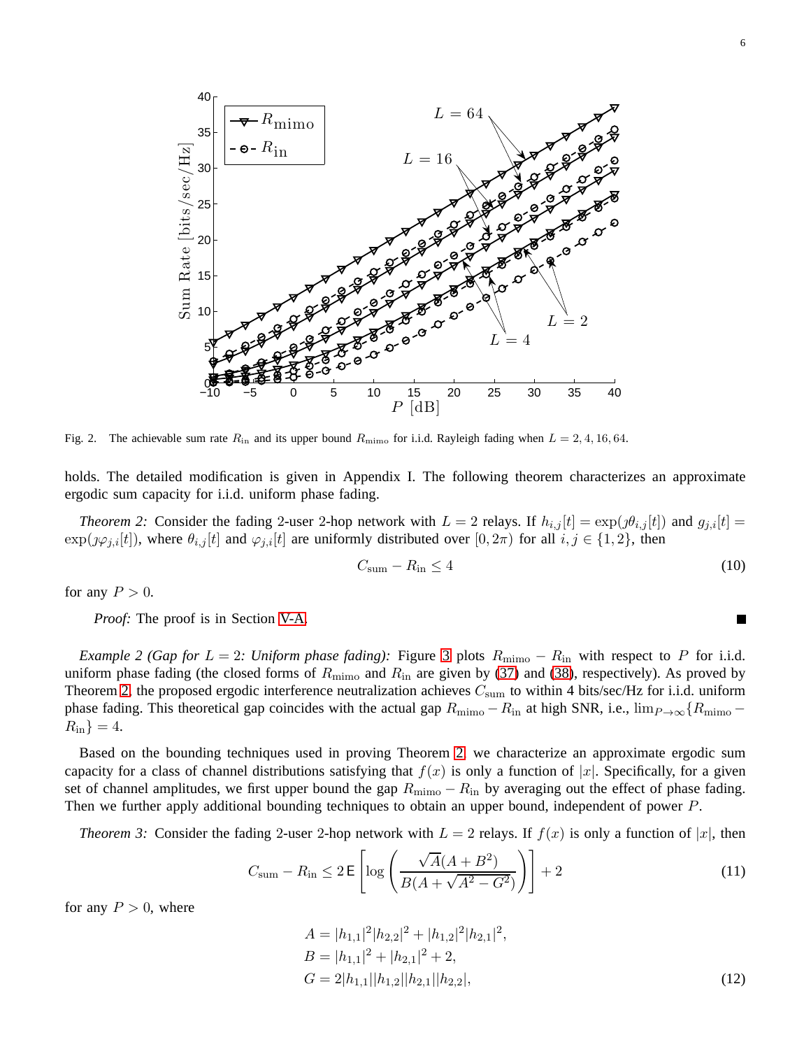Fig. 2. The achievable sum rate $R_{\text{in}}$ and its upper bound $R_{\text{mimo}}$ for i.i.d. Rayleigh fading when $L = 2, 4, 16, 64$.

holds. The detailed modification is given in Appendix I. The following theorem characterizes an approximate ergodic sum capacity for i.i.d. uniform phase fading.

*Theorem 2:* Consider the fading 2-user 2-hop network with $L = 2$ relays. If $h_{i,j}[t] = \exp(\jmath\theta_{i,j}[t])$ and $g_{j,i}[t] = \exp(\jmath\varphi_{j,i}[t])$, where $\theta_{i,j}[t]$ and $\varphi_{j,i}[t]$ are uniformly distributed over $[0, 2\pi)$ for all $i, j \in \{1, 2\}$, then

$$C_{\text{sum}} - R_{\text{in}} \le 4 \tag{10}$$

for any $P > 0$.

*Proof:* The proof is in Section V-A. ■

*Example 2 (Gap for $L = 2$: Uniform phase fading):* Figure 3 plots $R_{\text{mimo}} - R_{\text{in}}$ with respect to $P$ for i.i.d. uniform phase fading (the closed forms of $R_{\text{mimo}}$ and $R_{\text{in}}$ are given by (37) and (38), respectively). As proved by Theorem 2, the proposed ergodic interference neutralization achieves $C_{\text{sum}}$ to within 4 bits/sec/Hz for i.i.d. uniform phase fading. This theoretical gap coincides with the actual gap $R_{\text{mimo}} - R_{\text{in}}$ at high SNR, i.e., $\lim_{P\to\infty}\{R_{\text{mimo}} - R_{\text{in}}\} = 4$.

Based on the bounding techniques used in proving Theorem 2, we characterize an approximate ergodic sum capacity for a class of channel distributions satisfying that $f(x)$ is only a function of $|x|$. Specifically, for a given set of channel amplitudes, we first upper bound the gap $R_{\text{mimo}} - R_{\text{in}}$ by averaging out the effect of phase fading. Then we further apply additional bounding techniques to obtain an upper bound, independent of power $P$.

*Theorem 3:* Consider the fading 2-user 2-hop network with $L = 2$ relays. If $f(x)$ is only a function of $|x|$, then

$$C_{\text{sum}} - R_{\text{in}} \le 2\,\mathsf{E}\left[\log\left(\frac{\sqrt{A}(A + B^2)}{B(A + \sqrt{A^2 - G^2})}\right)\right] + 2 \tag{11}$$

for any $P > 0$, where

$$\begin{aligned} A &= |h_{1,1}|^2|h_{2,2}|^2 + |h_{1,2}|^2|h_{2,1}|^2, \\ B &= |h_{1,1}|^2 + |h_{2,1}|^2 + 2, \\ G &= 2|h_{1,1}||h_{1,2}||h_{2,1}||h_{2,2}|, \end{aligned} \tag{12}$$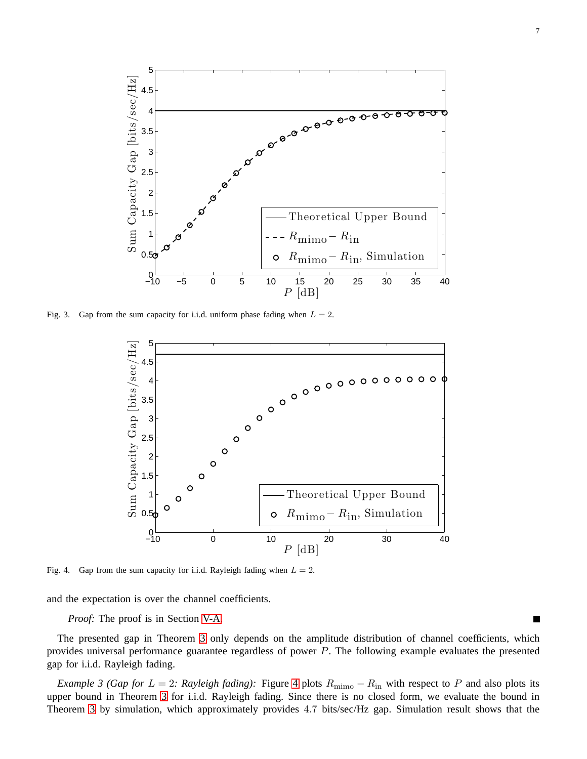Fig. 3. Gap from the sum capacity for i.i.d. uniform phase fading when $L = 2$.

Fig. 4. Gap from the sum capacity for i.i.d. Rayleigh fading when $L = 2$.

and the expectation is over the channel coefficients.

*Proof:* The proof is in Section V-A. ■

The presented gap in Theorem 3 only depends on the amplitude distribution of channel coefficients, which provides universal performance guarantee regardless of power $P$. The following example evaluates the presented gap for i.i.d. Rayleigh fading.

*Example 3 (Gap for $L = 2$: Rayleigh fading):* Figure 4 plots $R_{\text{mimo}} - R_{\text{in}}$ with respect to $P$ and also plots its upper bound in Theorem 3 for i.i.d. Rayleigh fading. Since there is no closed form, we evaluate the bound in Theorem 3 by simulation, which approximately provides $4.7$ bits/sec/Hz gap. Simulation result shows that the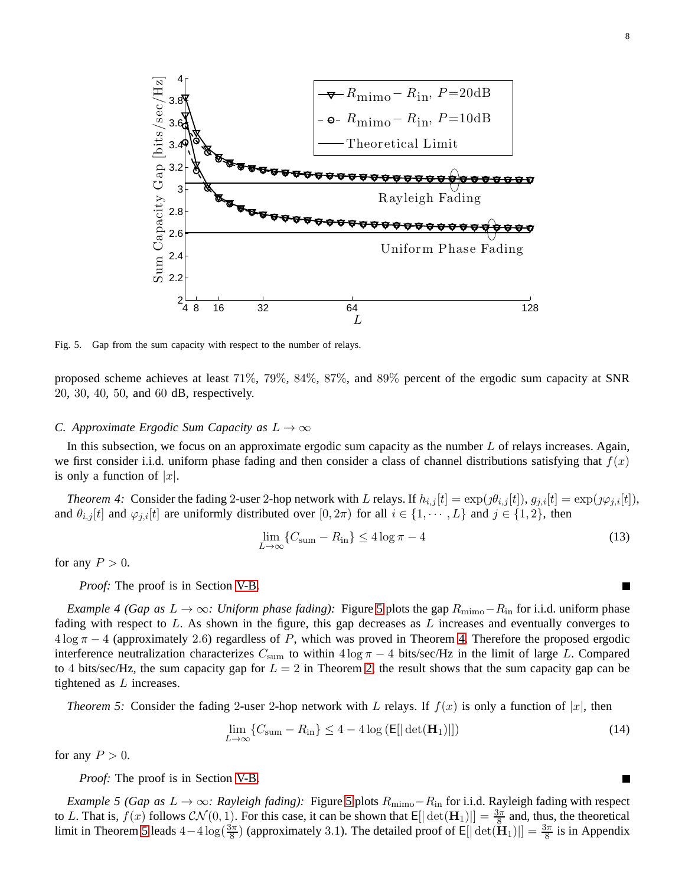Fig. 5. Gap from the sum capacity with respect to the number of relays.

proposed scheme achieves at least 71%, 79%, 84%, 87%, and 89% percent of the ergodic sum capacity at SNR 20, 30, 40, 50, and 60 dB, respectively.

### C. Approximate Ergodic Sum Capacity as $L \to \infty$

In this subsection, we focus on an approximate ergodic sum capacity as the number $L$ of relays increases. Again, we first consider i.i.d. uniform phase fading and then consider a class of channel distributions satisfying that $f(x)$ is only a function of $|x|$.

*Theorem 4:* Consider the fading 2-user 2-hop network with $L$ relays. If $h_{i,j}[t] = \exp(\jmath\theta_{i,j}[t])$, $g_{j,i}[t] = \exp(\jmath\varphi_{j,i}[t])$, and $\theta_{i,j}[t]$ and $\varphi_{j,i}[t]$ are uniformly distributed over $[0, 2\pi)$ for all $i \in \{1, \cdots, L\}$ and $j \in \{1, 2\}$, then

$$\lim_{L\to\infty} \{C_{\text{sum}} - R_{\text{in}}\} \leq 4 \log \pi - 4 \tag{13}$$

for any $P > 0$.

*Proof:* The proof is in Section V-B. ■

*Example 4 (Gap as $L \to \infty$: Uniform phase fading):* Figure 5 plots the gap $R_{\text{mimo}} - R_{\text{in}}$ for i.i.d. uniform phase fading with respect to $L$. As shown in the figure, this gap decreases as $L$ increases and eventually converges to $4 \log \pi - 4$ (approximately 2.6) regardless of $P$, which was proved in Theorem 4. Therefore the proposed ergodic interference neutralization characterizes $C_{\text{sum}}$ to within $4 \log \pi - 4$ bits/sec/Hz in the limit of large $L$. Compared to 4 bits/sec/Hz, the sum capacity gap for $L = 2$ in Theorem 2, the result shows that the sum capacity gap can be tightened as $L$ increases.

*Theorem 5:* Consider the fading 2-user 2-hop network with $L$ relays. If $f(x)$ is only a function of $|x|$, then

$$\lim_{L\to\infty} \{C_{\text{sum}} - R_{\text{in}}\} \leq 4 - 4 \log \left(\mathsf{E}[|\det(\mathbf{H}_1)|]\right) \tag{14}$$

for any $P > 0$.

*Proof:* The proof is in Section V-B. ■

*Example 5 (Gap as $L \to \infty$: Rayleigh fading):* Figure 5 plots $R_{\text{mimo}} - R_{\text{in}}$ for i.i.d. Rayleigh fading with respect to $L$. That is, $f(x)$ follows $\mathcal{CN}(0, 1)$. For this case, it can be shown that $\mathsf{E}[|\det(\mathbf{H}_1)|] = \frac{3\pi}{8}$ and, thus, the theoretical limit in Theorem 5 leads $4 - 4 \log(\frac{3\pi}{8})$ (approximately 3.1). The detailed proof of $\mathsf{E}[|\det(\mathbf{H}_1)|] = \frac{3\pi}{8}$ is in Appendix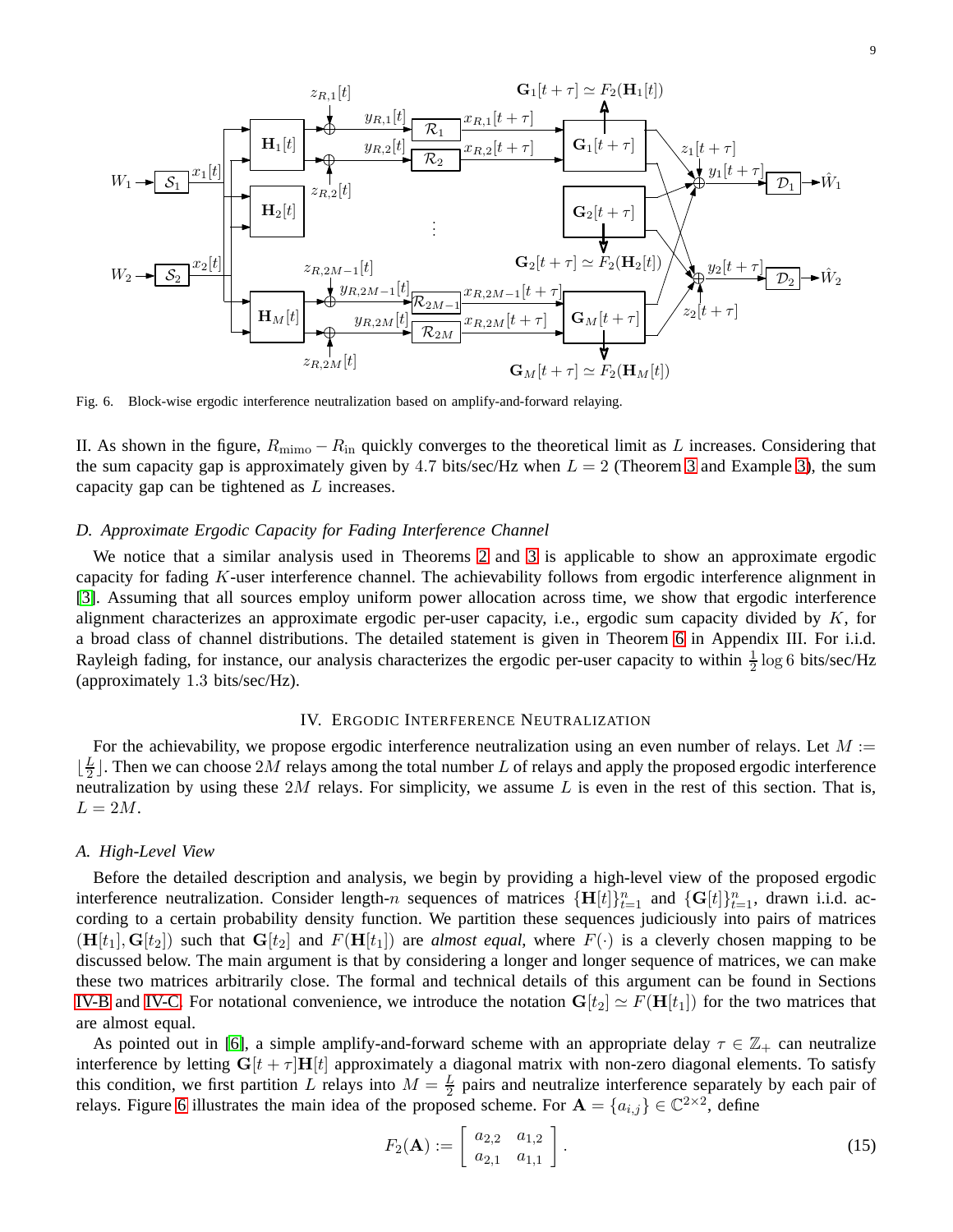Fig. 6. Block-wise ergodic interference neutralization based on amplify-and-forward relaying.

II. As shown in the figure, $R_{\text{mimo}} - R_{\text{in}}$ quickly converges to the theoretical limit as $L$ increases. Considering that the sum capacity gap is approximately given by 4.7 bits/sec/Hz when $L = 2$ (Theorem 3 and Example 3), the sum capacity gap can be tightened as $L$ increases.

### D. Approximate Ergodic Capacity for Fading Interference Channel

We notice that a similar analysis used in Theorems 2 and 3 is applicable to show an approximate ergodic capacity for fading $K$-user interference channel. The achievability follows from ergodic interference alignment in [3]. Assuming that all sources employ uniform power allocation across time, we show that ergodic interference alignment characterizes an approximate ergodic per-user capacity, i.e., ergodic sum capacity divided by $K$, for a broad class of channel distributions. The detailed statement is given in Theorem 6 in Appendix III. For i.i.d. Rayleigh fading, for instance, our analysis characterizes the ergodic per-user capacity to within $\frac{1}{2}\log 6$ bits/sec/Hz (approximately 1.3 bits/sec/Hz).

## IV. Ergodic Interference Neutralization

For the achievability, we propose ergodic interference neutralization using an even number of relays. Let $M := \lfloor \frac{L}{2} \rfloor$. Then we can choose $2M$ relays among the total number $L$ of relays and apply the proposed ergodic interference neutralization by using these $2M$ relays. For simplicity, we assume $L$ is even in the rest of this section. That is, $L = 2M$.

### A. High-Level View

Before the detailed description and analysis, we begin by providing a high-level view of the proposed ergodic interference neutralization. Consider length-$n$ sequences of matrices $\{\mathbf{H}[t]\}_{t=1}^{n}$ and $\{\mathbf{G}[t]\}_{t=1}^{n}$, drawn i.i.d. according to a certain probability density function. We partition these sequences judiciously into pairs of matrices $(\mathbf{H}[t_1], \mathbf{G}[t_2])$ such that $\mathbf{G}[t_2]$ and $F(\mathbf{H}[t_1])$ are *almost equal*, where $F(\cdot)$ is a cleverly chosen mapping to be discussed below. The main argument is that by considering a longer and longer sequence of matrices, we can make these two matrices arbitrarily close. The formal and technical details of this argument can be found in Sections IV-B and IV-C. For notational convenience, we introduce the notation $\mathbf{G}[t_2] \simeq F(\mathbf{H}[t_1])$ for the two matrices that are almost equal.

As pointed out in [6], a simple amplify-and-forward scheme with an appropriate delay $\tau \in \mathbb{Z}_+$ can neutralize interference by letting $\mathbf{G}[t+\tau]\mathbf{H}[t]$ approximately a diagonal matrix with non-zero diagonal elements. To satisfy this condition, we first partition $L$ relays into $M = \frac{L}{2}$ pairs and neutralize interference separately by each pair of relays. Figure 6 illustrates the main idea of the proposed scheme. For $\mathbf{A} = \{a_{i,j}\} \in \mathbb{C}^{2\times 2}$, define

$$F_2(\mathbf{A}) := \begin{bmatrix} a_{2,2} & a_{1,2} \\ a_{2,1} & a_{1,1} \end{bmatrix}. \tag{15}$$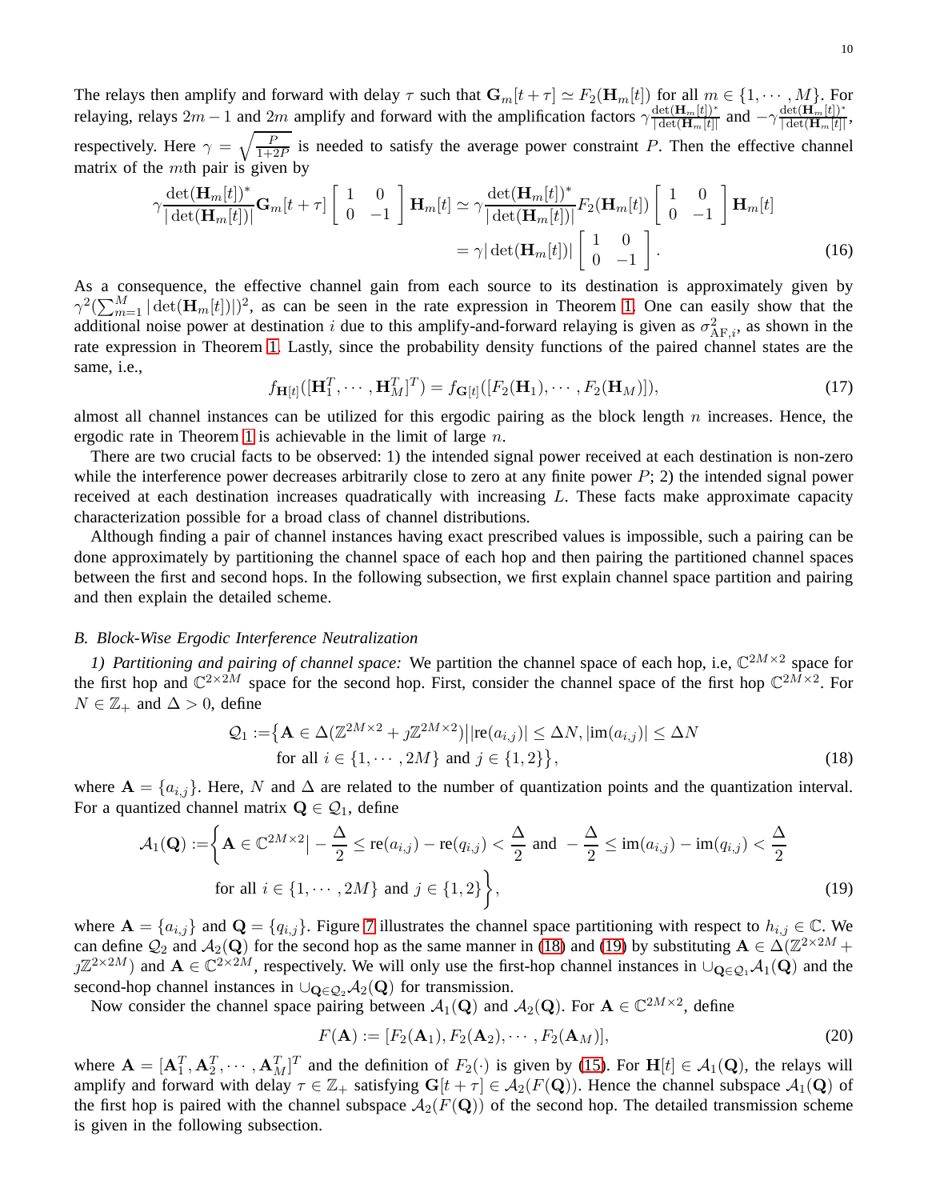The relays then amplify and forward with delay $\tau$ such that $\mathbf{G}_m[t+\tau] \simeq F_2(\mathbf{H}_m[t])$ for all $m \in \{1, \cdots, M\}$. For relaying, relays $2m-1$ and $2m$ amplify and forward with the amplification factors $\gamma \frac{\det(\mathbf{H}_m[t])^*}{|\det(\mathbf{H}_m[t])|}$ and $-\gamma \frac{\det(\mathbf{H}_m[t])^*}{|\det(\mathbf{H}_m[t])|}$, respectively. Here $\gamma = \sqrt{\frac{P}{1+2P}}$ is needed to satisfy the average power constraint $P$. Then the effective channel matrix of the $m$th pair is given by

$$
\begin{aligned}
\gamma \frac{\det(\mathbf{H}_m[t])^*}{|\det(\mathbf{H}_m[t])|} \mathbf{G}_m[t+\tau] \begin{bmatrix} 1 & 0 \\ 0 & -1 \end{bmatrix} \mathbf{H}_m[t] &\simeq \gamma \frac{\det(\mathbf{H}_m[t])^*}{|\det(\mathbf{H}_m[t])|} F_2(\mathbf{H}_m[t]) \begin{bmatrix} 1 & 0 \\ 0 & -1 \end{bmatrix} \mathbf{H}_m[t] \\
&= \gamma |\det(\mathbf{H}_m[t])| \begin{bmatrix} 1 & 0 \\ 0 & -1 \end{bmatrix}. \qquad (16)
\end{aligned}
$$

As a consequence, the effective channel gain from each source to its destination is approximately given by $\gamma^2(\sum_{m=1}^{M} |\det(\mathbf{H}_m[t])|)^2$, as can be seen in the rate expression in Theorem 1. One can easily show that the additional noise power at destination $i$ due to this amplify-and-forward relaying is given as $\sigma^2_{\text{AF},i}$, as shown in the rate expression in Theorem 1. Lastly, since the probability density functions of the paired channel states are the same, i.e.,

$$
f_{\mathbf{H}[t]}([\mathbf{H}_1^T, \cdots, \mathbf{H}_M^T]^T) = f_{\mathbf{G}[t]}([F_2(\mathbf{H}_1), \cdots, F_2(\mathbf{H}_M)]), \qquad (17)
$$

almost all channel instances can be utilized for this ergodic pairing as the block length $n$ increases. Hence, the ergodic rate in Theorem 1 is achievable in the limit of large $n$.

There are two crucial facts to be observed: 1) the intended signal power received at each destination is non-zero while the interference power decreases arbitrarily close to zero at any finite power $P$; 2) the intended signal power received at each destination increases quadratically with increasing $L$. These facts make approximate capacity characterization possible for a broad class of channel distributions.

Although finding a pair of channel instances having exact prescribed values is impossible, such a pairing can be done approximately by partitioning the channel space of each hop and then pairing the partitioned channel spaces between the first and second hops. In the following subsection, we first explain channel space partition and pairing and then explain the detailed scheme.

### B. Block-Wise Ergodic Interference Neutralization

*1) Partitioning and pairing of channel space:* We partition the channel space of each hop, i.e, $\mathbb{C}^{2M\times 2}$ space for the first hop and $\mathbb{C}^{2\times 2M}$ space for the second hop. First, consider the channel space of the first hop $\mathbb{C}^{2M\times 2}$. For $N \in \mathbb{Z}_+$ and $\Delta > 0$, define

$$
\begin{aligned}
\mathcal{Q}_1 := \big\{ \mathbf{A} \in \Delta(\mathbb{Z}^{2M\times 2} + j\mathbb{Z}^{2M\times 2}) \big| |\text{re}(a_{i,j})| \le \Delta N, |\text{im}(a_{i,j})| \le \Delta N \\
\text{for all } i \in \{1, \cdots, 2M\} \text{ and } j \in \{1, 2\} \big\}, \qquad (18)
\end{aligned}
$$

where $\mathbf{A} = \{a_{i,j}\}$. Here, $N$ and $\Delta$ are related to the number of quantization points and the quantization interval. For a quantized channel matrix $\mathbf{Q} \in \mathcal{Q}_1$, define

$$
\begin{aligned}
\mathcal{A}_1(\mathbf{Q}) := \bigg\{ \mathbf{A} \in \mathbb{C}^{2M\times 2} \big| -\frac{\Delta}{2} \le \text{re}(a_{i,j}) - \text{re}(q_{i,j}) < \frac{\Delta}{2} \text{ and } -\frac{\Delta}{2} \le \text{im}(a_{i,j}) - \text{im}(q_{i,j}) < \frac{\Delta}{2} \\
\text{for all } i \in \{1, \cdots, 2M\} \text{ and } j \in \{1, 2\} \bigg\}, \qquad (19)
\end{aligned}
$$

where $\mathbf{A} = \{a_{i,j}\}$ and $\mathbf{Q} = \{q_{i,j}\}$. Figure 7 illustrates the channel space partitioning with respect to $h_{i,j} \in \mathbb{C}$. We can define $\mathcal{Q}_2$ and $\mathcal{A}_2(\mathbf{Q})$ for the second hop as the same manner in (18) and (19) by substituting $\mathbf{A} \in \Delta(\mathbb{Z}^{2\times 2M} + j\mathbb{Z}^{2\times 2M})$ and $\mathbf{A} \in \mathbb{C}^{2\times 2M}$, respectively. We will only use the first-hop channel instances in $\cup_{\mathbf{Q}\in\mathcal{Q}_1} \mathcal{A}_1(\mathbf{Q})$ and the second-hop channel instances in $\cup_{\mathbf{Q}\in\mathcal{Q}_2} \mathcal{A}_2(\mathbf{Q})$ for transmission.

Now consider the channel space pairing between $\mathcal{A}_1(\mathbf{Q})$ and $\mathcal{A}_2(\mathbf{Q})$. For $\mathbf{A} \in \mathbb{C}^{2M\times 2}$, define

$$
F(\mathbf{A}) := [F_2(\mathbf{A}_1), F_2(\mathbf{A}_2), \cdots, F_2(\mathbf{A}_M)], \qquad (20)
$$

where $\mathbf{A} = [\mathbf{A}_1^T, \mathbf{A}_2^T, \cdots, \mathbf{A}_M^T]^T$ and the definition of $F_2(\cdot)$ is given by (15). For $\mathbf{H}[t] \in \mathcal{A}_1(\mathbf{Q})$, the relays will amplify and forward with delay $\tau \in \mathbb{Z}_+$ satisfying $\mathbf{G}[t+\tau] \in \mathcal{A}_2(F(\mathbf{Q}))$. Hence the channel subspace $\mathcal{A}_1(\mathbf{Q})$ of the first hop is paired with the channel subspace $\mathcal{A}_2(F(\mathbf{Q}))$ of the second hop. The detailed transmission scheme is given in the following subsection.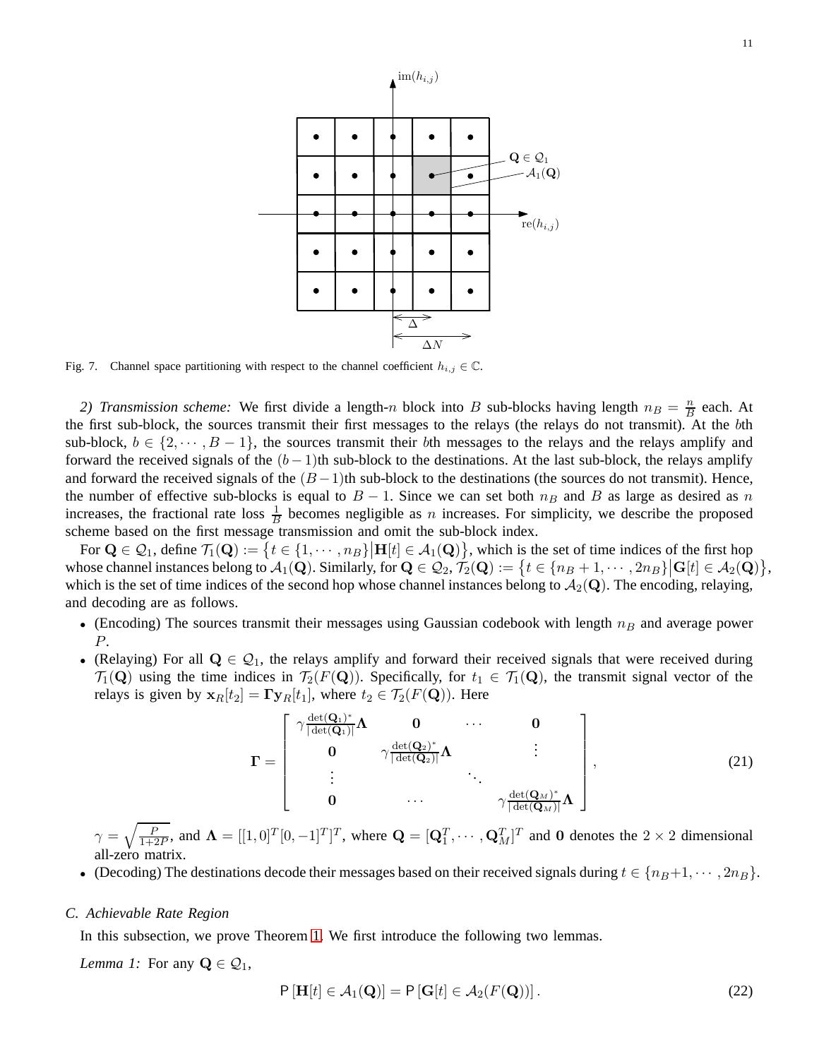Fig. 7. Channel space partitioning with respect to the channel coefficient $h_{i,j} \in \mathbb{C}$.

*2) Transmission scheme:* We first divide a length-$n$ block into $B$ sub-blocks having length $n_B = \frac{n}{B}$ each. At the first sub-block, the sources transmit their first messages to the relays (the relays do not transmit). At the $b$th sub-block, $b \in \{2, \cdots, B-1\}$, the sources transmit their $b$th messages to the relays and the relays amplify and forward the received signals of the $(b-1)$th sub-block to the destinations. At the last sub-block, the relays amplify and forward the received signals of the $(B-1)$th sub-block to the destinations (the sources do not transmit). Hence, the number of effective sub-blocks is equal to $B-1$. Since we can set both $n_B$ and $B$ as large as desired as $n$ increases, the fractional rate loss $\frac{1}{B}$ becomes negligible as $n$ increases. For simplicity, we describe the proposed scheme based on the first message transmission and omit the sub-block index.

For $\mathbf{Q} \in \mathcal{Q}_1$, define $\mathcal{T}_1(\mathbf{Q}) := \{t \in \{1, \cdots, n_B\} \big| \mathbf{H}[t] \in \mathcal{A}_1(\mathbf{Q})\}$, which is the set of time indices of the first hop whose channel instances belong to $\mathcal{A}_1(\mathbf{Q})$. Similarly, for $\mathbf{Q} \in \mathcal{Q}_2$, $\mathcal{T}_2(\mathbf{Q}) := \{t \in \{n_B+1, \cdots, 2n_B\} \big| \mathbf{G}[t] \in \mathcal{A}_2(\mathbf{Q})\}$, which is the set of time indices of the second hop whose channel instances belong to $\mathcal{A}_2(\mathbf{Q})$. The encoding, relaying, and decoding are as follows.

- (Encoding) The sources transmit their messages using Gaussian codebook with length $n_B$ and average power $P$.
- (Relaying) For all $\mathbf{Q} \in \mathcal{Q}_1$, the relays amplify and forward their received signals that were received during $\mathcal{T}_1(\mathbf{Q})$ using the time indices in $\mathcal{T}_2(F(\mathbf{Q}))$. Specifically, for $t_1 \in \mathcal{T}_1(\mathbf{Q})$, the transmit signal vector of the relays is given by $\mathbf{x}_R[t_2] = \mathbf{\Gamma} \mathbf{y}_R[t_1]$, where $t_2 \in \mathcal{T}_2(F(\mathbf{Q}))$. Here

$$\mathbf{\Gamma} = \begin{bmatrix} \gamma \frac{\det(\mathbf{Q}_1)^*}{|\det(\mathbf{Q}_1)|} \mathbf{\Lambda} & \mathbf{0} & \cdots & \mathbf{0} \\ \mathbf{0} & \gamma \frac{\det(\mathbf{Q}_2)^*}{|\det(\mathbf{Q}_2)|} \mathbf{\Lambda} & & \vdots \\ \vdots & & \ddots & \\ \mathbf{0} & \cdots & & \gamma \frac{\det(\mathbf{Q}_M)^*}{|\det(\mathbf{Q}_M)|} \mathbf{\Lambda} \end{bmatrix}, \tag{21}$$

$\gamma = \sqrt{\frac{P}{1+2P}}$, and $\mathbf{\Lambda} = [[1,0]^T [0,-1]^T]^T$, where $\mathbf{Q} = [\mathbf{Q}_1^T, \cdots, \mathbf{Q}_M^T]^T$ and $\mathbf{0}$ denotes the $2 \times 2$ dimensional all-zero matrix.
- (Decoding) The destinations decode their messages based on their received signals during $t \in \{n_B+1, \cdots, 2n_B\}$.

### C. Achievable Rate Region

In this subsection, we prove Theorem 1. We first introduce the following two lemmas.

*Lemma 1:* For any $\mathbf{Q} \in \mathcal{Q}_1$,

$$\mathsf{P}\left[\mathbf{H}[t] \in \mathcal{A}_1(\mathbf{Q})\right] = \mathsf{P}\left[\mathbf{G}[t] \in \mathcal{A}_2(F(\mathbf{Q}))\right]. \tag{22}$$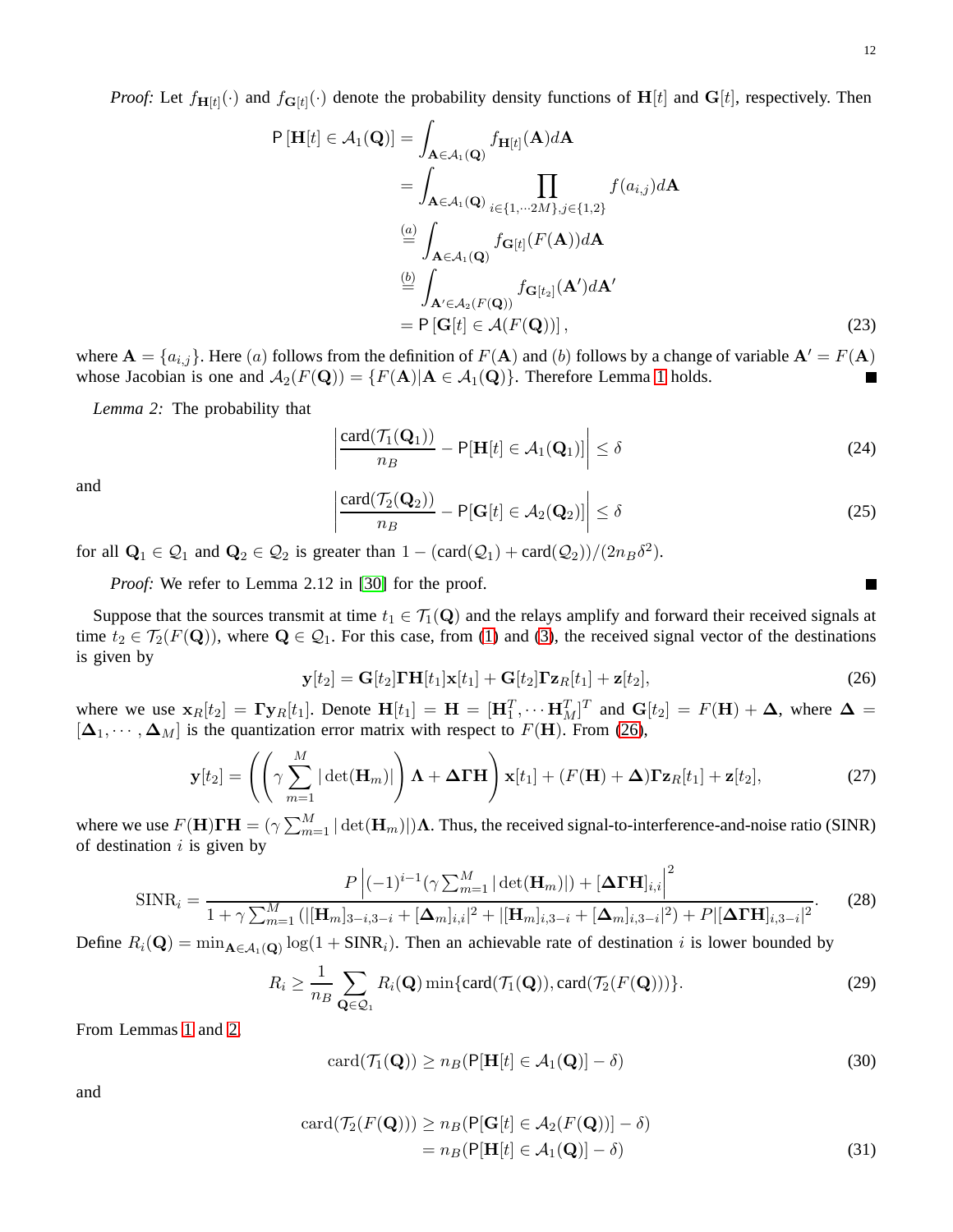*Proof:* Let $f_{\mathbf{H}[t]}(\cdot)$ and $f_{\mathbf{G}[t]}(\cdot)$ denote the probability density functions of $\mathbf{H}[t]$ and $\mathbf{G}[t]$, respectively. Then

$$
\begin{aligned}
\mathsf{P}\left[\mathbf{H}[t] \in \mathcal{A}_1(\mathbf{Q})\right] &= \int_{\mathbf{A} \in \mathcal{A}_1(\mathbf{Q})} f_{\mathbf{H}[t]}(\mathbf{A}) d\mathbf{A} \\
&= \int_{\mathbf{A} \in \mathcal{A}_1(\mathbf{Q})} \prod_{i \in \{1, \cdots 2M\}, j \in \{1,2\}} f(a_{i,j}) d\mathbf{A} \\
&\overset{(a)}{=} \int_{\mathbf{A} \in \mathcal{A}_1(\mathbf{Q})} f_{\mathbf{G}[t]}(F(\mathbf{A})) d\mathbf{A} \\
&\overset{(b)}{=} \int_{\mathbf{A}' \in \mathcal{A}_2(F(\mathbf{Q}))} f_{\mathbf{G}[t_2]}(\mathbf{A}') d\mathbf{A}' \\
&= \mathsf{P}\left[\mathbf{G}[t] \in \mathcal{A}(F(\mathbf{Q}))\right],
\end{aligned} \tag{23}
$$

where $\mathbf{A} = \{a_{i,j}\}$. Here $(a)$ follows from the definition of $F(\mathbf{A})$ and $(b)$ follows by a change of variable $\mathbf{A}' = F(\mathbf{A})$ whose Jacobian is one and $\mathcal{A}_2(F(\mathbf{Q})) = \{F(\mathbf{A}) | \mathbf{A} \in \mathcal{A}_1(\mathbf{Q})\}$. Therefore Lemma 1 holds. ■

*Lemma 2:* The probability that

$$
\left| \frac{\text{card}(\mathcal{T}_1(\mathbf{Q}_1))}{n_B} - \mathsf{P}[\mathbf{H}[t] \in \mathcal{A}_1(\mathbf{Q}_1)] \right| \leq \delta \tag{24}
$$

and

$$
\left| \frac{\text{card}(\mathcal{T}_2(\mathbf{Q}_2))}{n_B} - \mathsf{P}[\mathbf{G}[t] \in \mathcal{A}_2(\mathbf{Q}_2)] \right| \leq \delta \tag{25}
$$

for all $\mathbf{Q}_1 \in \mathcal{Q}_1$ and $\mathbf{Q}_2 \in \mathcal{Q}_2$ is greater than $1 - (\text{card}(\mathcal{Q}_1) + \text{card}(\mathcal{Q}_2))/(2n_B\delta^2)$.

*Proof:* We refer to Lemma 2.12 in [30] for the proof. ■

Suppose that the sources transmit at time $t_1 \in \mathcal{T}_1(\mathbf{Q})$ and the relays amplify and forward their received signals at time $t_2 \in \mathcal{T}_2(F(\mathbf{Q}))$, where $\mathbf{Q} \in \mathcal{Q}_1$. For this case, from (1) and (3), the received signal vector of the destinations is given by

$$
\mathbf{y}[t_2] = \mathbf{G}[t_2]\mathbf{\Gamma}\mathbf{H}[t_1]\mathbf{x}[t_1] + \mathbf{G}[t_2]\mathbf{\Gamma}\mathbf{z}_R[t_1] + \mathbf{z}[t_2], \tag{26}
$$

where we use $\mathbf{x}_R[t_2] = \mathbf{\Gamma}\mathbf{y}_R[t_1]$. Denote $\mathbf{H}[t_1] = \mathbf{H} = [\mathbf{H}_1^T, \cdots \mathbf{H}_M^T]^T$ and $\mathbf{G}[t_2] = F(\mathbf{H}) + \mathbf{\Delta}$, where $\mathbf{\Delta} = [\mathbf{\Delta}_1, \cdots, \mathbf{\Delta}_M]$ is the quantization error matrix with respect to $F(\mathbf{H})$. From (26),

$$
\mathbf{y}[t_2] = \left( \left( \gamma \sum_{m=1}^{M} |\det(\mathbf{H}_m)| \right) \mathbf{\Lambda} + \mathbf{\Delta}\mathbf{\Gamma}\mathbf{H} \right) \mathbf{x}[t_1] + (F(\mathbf{H}) + \mathbf{\Delta})\mathbf{\Gamma}\mathbf{z}_R[t_1] + \mathbf{z}[t_2], \tag{27}
$$

where we use $F(\mathbf{H})\mathbf{\Gamma}\mathbf{H} = (\gamma \sum_{m=1}^{M} |\det(\mathbf{H}_m)|)\mathbf{\Lambda}$. Thus, the received signal-to-interference-and-noise ratio (SINR) of destination $i$ is given by

$$
\text{SINR}_i = \frac{P \left| (-1)^{i-1}(\gamma \sum_{m=1}^{M} |\det(\mathbf{H}_m)|) + [\mathbf{\Delta}\mathbf{\Gamma}\mathbf{H}]_{i,i} \right|^2}{1 + \gamma \sum_{m=1}^{M} (|[\mathbf{H}_m]_{3-i,3-i} + [\mathbf{\Delta}_m]_{i,i}|^2 + |[\mathbf{H}_m]_{i,3-i} + [\mathbf{\Delta}_m]_{i,3-i}|^2) + P|[\mathbf{\Delta}\mathbf{\Gamma}\mathbf{H}]_{i,3-i}|^2}. \tag{28}
$$

Define $R_i(\mathbf{Q}) = \min_{\mathbf{A} \in \mathcal{A}_1(\mathbf{Q})} \log(1 + \text{SINR}_i)$. Then an achievable rate of destination $i$ is lower bounded by

$$
R_i \geq \frac{1}{n_B} \sum_{\mathbf{Q} \in \mathcal{Q}_1} R_i(\mathbf{Q}) \min\{\text{card}(\mathcal{T}_1(\mathbf{Q})), \text{card}(\mathcal{T}_2(F(\mathbf{Q})))\}. \tag{29}
$$

From Lemmas 1 and 2,

$$
\text{card}(\mathcal{T}_1(\mathbf{Q})) \geq n_B(\mathsf{P}[\mathbf{H}[t] \in \mathcal{A}_1(\mathbf{Q})] - \delta) \tag{30}
$$

and

$$
\begin{aligned}
\text{card}(\mathcal{T}_2(F(\mathbf{Q}))) &\geq n_B(\mathsf{P}[\mathbf{G}[t] \in \mathcal{A}_2(F(\mathbf{Q}))] - \delta) \\
&= n_B(\mathsf{P}[\mathbf{H}[t] \in \mathcal{A}_1(\mathbf{Q})] - \delta)
\end{aligned} \tag{31}
$$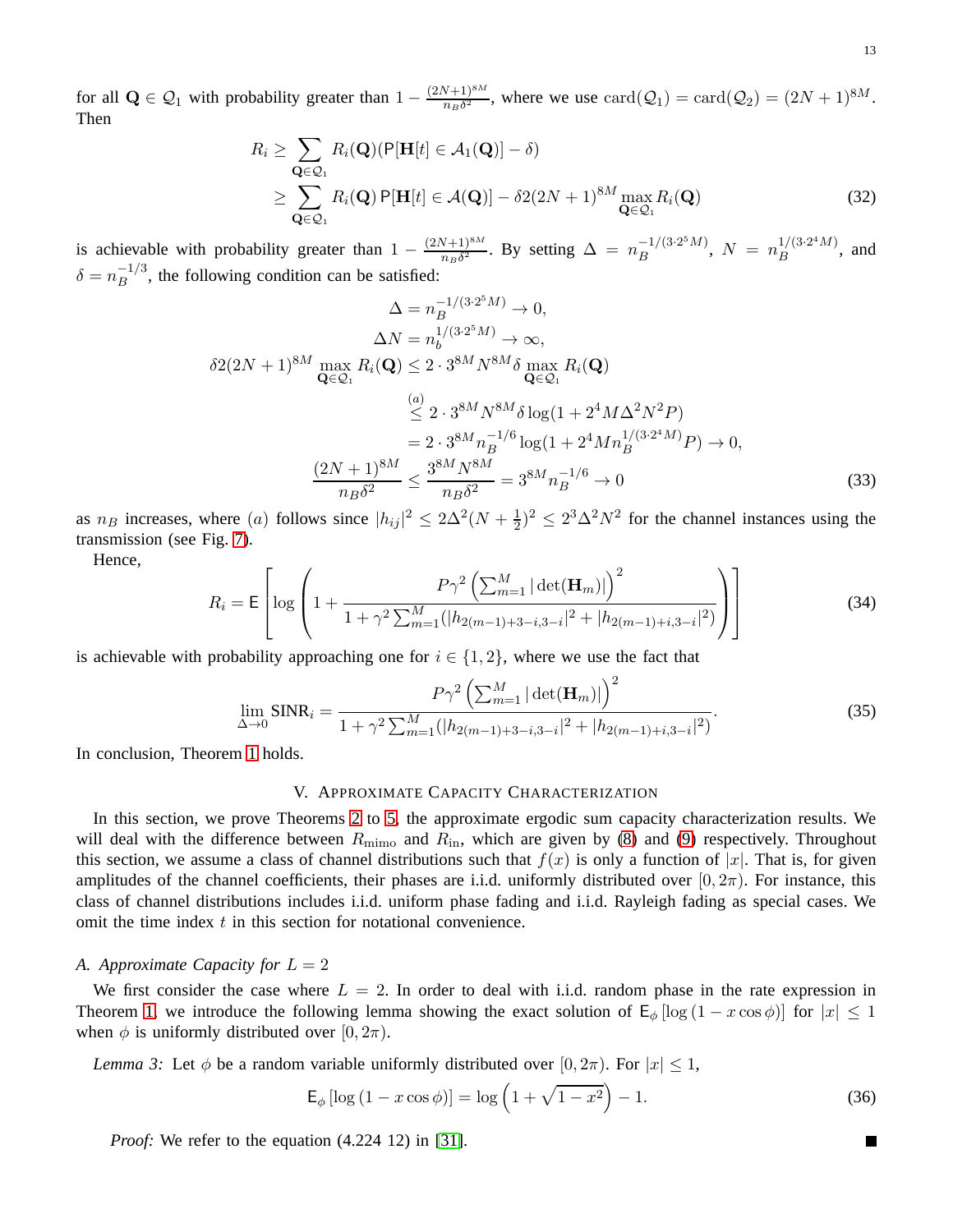for all $\mathbf{Q} \in \mathcal{Q}_1$ with probability greater than $1 - \frac{(2N+1)^{8M}}{n_B \delta^2}$, where we use $\mathrm{card}(\mathcal{Q}_1) = \mathrm{card}(\mathcal{Q}_2) = (2N+1)^{8M}$. Then

$$
\begin{aligned}
R_i &\geq \sum_{\mathbf{Q} \in \mathcal{Q}_1} R_i(\mathbf{Q})(\mathsf{P}[\mathbf{H}[t] \in \mathcal{A}_1(\mathbf{Q})] - \delta) \\
&\geq \sum_{\mathbf{Q} \in \mathcal{Q}_1} R_i(\mathbf{Q})\,\mathsf{P}[\mathbf{H}[t] \in \mathcal{A}(\mathbf{Q})] - \delta 2(2N+1)^{8M} \max_{\mathbf{Q} \in \mathcal{Q}_1} R_i(\mathbf{Q})
\end{aligned} \tag{32}
$$

is achievable with probability greater than $1 - \frac{(2N+1)^{8M}}{n_B \delta^2}$. By setting $\Delta = n_B^{-1/(3 \cdot 2^5 M)}$, $N = n_B^{1/(3 \cdot 2^4 M)}$, and $\delta = n_B^{-1/3}$, the following condition can be satisfied:

$$
\begin{aligned}
\Delta &= n_B^{-1/(3\cdot 2^5 M)} \to 0, \\
\Delta N &= n_b^{1/(3 \cdot 2^5 M)} \to \infty, \\
\delta 2(2N+1)^{8M} \max_{\mathbf{Q} \in \mathcal{Q}_1} R_i(\mathbf{Q}) &\leq 2 \cdot 3^{8M} N^{8M} \delta \max_{\mathbf{Q} \in \mathcal{Q}_1} R_i(\mathbf{Q}) \\
&\overset{(a)}{\leq} 2 \cdot 3^{8M} N^{8M} \delta \log(1 + 2^4 M \Delta^2 N^2 P) \\
&= 2 \cdot 3^{8M} n_B^{-1/6} \log(1 + 2^4 M n_B^{1/(3 \cdot 2^4 M)} P) \to 0, \\
\frac{(2N+1)^{8M}}{n_B \delta^2} &\leq \frac{3^{8M} N^{8M}}{n_B \delta^2} = 3^{8M} n_B^{-1/6} \to 0
\end{aligned} \tag{33}
$$

as $n_B$ increases, where $(a)$ follows since $|h_{ij}|^2 \leq 2\Delta^2 (N + \frac{1}{2})^2 \leq 2^3 \Delta^2 N^2$ for the channel instances using the transmission (see Fig. 7).

Hence,

$$
R_i = \mathsf{E}\left[\log\left(1 + \frac{P\gamma^2 \left(\sum_{m=1}^{M} |\det(\mathbf{H}_m)|\right)^2}{1 + \gamma^2 \sum_{m=1}^{M} (|h_{2(m-1)+3-i,3-i}|^2 + |h_{2(m-1)+i,3-i}|^2)}\right)\right] \tag{34}
$$

is achievable with probability approaching one for $i \in \{1, 2\}$, where we use the fact that

$$
\lim_{\Delta \to 0} \mathrm{SINR}_i = \frac{P\gamma^2 \left(\sum_{m=1}^{M} |\det(\mathbf{H}_m)|\right)^2}{1 + \gamma^2 \sum_{m=1}^{M} (|h_{2(m-1)+3-i,3-i}|^2 + |h_{2(m-1)+i,3-i}|^2)}. \tag{35}
$$

In conclusion, Theorem 1 holds.

## V. Approximate Capacity Characterization

In this section, we prove Theorems 2 to 5, the approximate ergodic sum capacity characterization results. We will deal with the difference between $R_{\mathrm{mimo}}$ and $R_{\mathrm{in}}$, which are given by (8) and (9) respectively. Throughout this section, we assume a class of channel distributions such that $f(x)$ is only a function of $|x|$. That is, for given amplitudes of the channel coefficients, their phases are i.i.d. uniformly distributed over $[0, 2\pi)$. For instance, this class of channel distributions includes i.i.d. uniform phase fading and i.i.d. Rayleigh fading as special cases. We omit the time index $t$ in this section for notational convenience.

### A. Approximate Capacity for $L = 2$

We first consider the case where $L = 2$. In order to deal with i.i.d. random phase in the rate expression in Theorem 1, we introduce the following lemma showing the exact solution of $\mathsf{E}_\phi[\log(1 - x\cos\phi)]$ for $|x| \leq 1$ when $\phi$ is uniformly distributed over $[0, 2\pi)$.

*Lemma 3:* Let $\phi$ be a random variable uniformly distributed over $[0, 2\pi)$. For $|x| \leq 1$,

$$
\mathsf{E}_\phi[\log(1 - x\cos\phi)] = \log\left(1 + \sqrt{1 - x^2}\right) - 1. \tag{36}
$$

*Proof:* We refer to the equation (4.224 12) in [31]. ■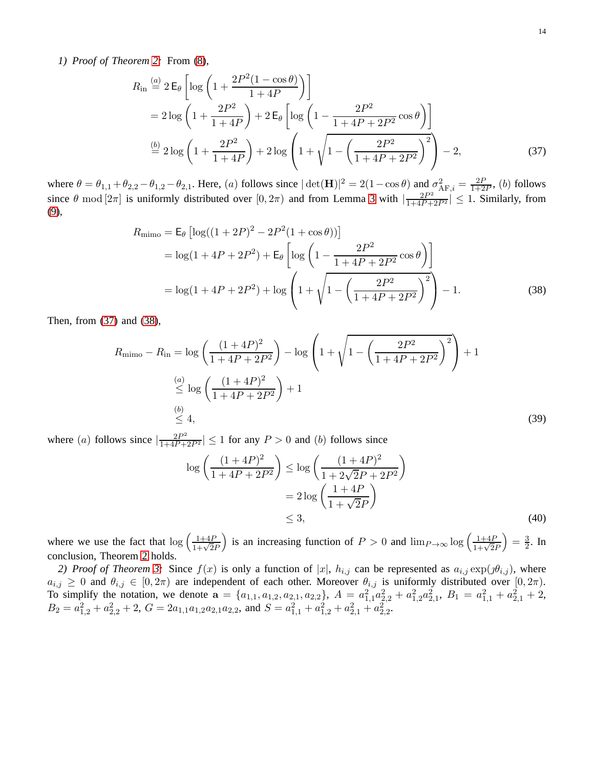*1) Proof of Theorem 2:* From (8),

$$
\begin{aligned}
R_{\text{in}} &\overset{(a)}{=} 2\,\mathsf{E}_\theta\left[\log\left(1+\frac{2P^2(1-\cos\theta)}{1+4P}\right)\right] \\
&= 2\log\left(1+\frac{2P^2}{1+4P}\right)+2\,\mathsf{E}_\theta\left[\log\left(1-\frac{2P^2}{1+4P+2P^2}\cos\theta\right)\right] \\
&\overset{(b)}{=} 2\log\left(1+\frac{2P^2}{1+4P}\right)+2\log\left(1+\sqrt{1-\left(\frac{2P^2}{1+4P+2P^2}\right)^2}\right)-2,
\end{aligned}
\tag{37}
$$

where $\theta=\theta_{1,1}+\theta_{2,2}-\theta_{1,2}-\theta_{2,1}$. Here, $(a)$ follows since $|\det(\mathbf{H})|^2=2(1-\cos\theta)$ and $\sigma^2_{\text{AF},i}=\frac{2P}{1+2P}$, $(b)$ follows since $\theta \bmod [2\pi]$ is uniformly distributed over $[0,2\pi)$ and from Lemma 3 with $|\frac{2P^2}{1+4P+2P^2}|\le 1$. Similarly, from (9),

$$
\begin{aligned}
R_{\text{mimo}} &= \mathsf{E}_\theta\left[\log((1+2P)^2-2P^2(1+\cos\theta))\right] \\
&= \log(1+4P+2P^2)+\mathsf{E}_\theta\left[\log\left(1-\frac{2P^2}{1+4P+2P^2}\cos\theta\right)\right] \\
&= \log(1+4P+2P^2)+\log\left(1+\sqrt{1-\left(\frac{2P^2}{1+4P+2P^2}\right)^2}\right)-1.
\end{aligned}
\tag{38}
$$

Then, from (37) and (38),

$$
\begin{aligned}
R_{\text{mimo}}-R_{\text{in}} &= \log\left(\frac{(1+4P)^2}{1+4P+2P^2}\right)-\log\left(1+\sqrt{1-\left(\frac{2P^2}{1+4P+2P^2}\right)^2}\right)+1 \\
&\overset{(a)}{\le} \log\left(\frac{(1+4P)^2}{1+4P+2P^2}\right)+1 \\
&\overset{(b)}{\le} 4,
\end{aligned}
\tag{39}
$$

where $(a)$ follows since $|\frac{2P^2}{1+4P+2P^2}|\le 1$ for any $P>0$ and $(b)$ follows since

$$
\begin{aligned}
\log\left(\frac{(1+4P)^2}{1+4P+2P^2}\right) &\le \log\left(\frac{(1+4P)^2}{1+2\sqrt{2}P+2P^2}\right) \\
&= 2\log\left(\frac{1+4P}{1+\sqrt{2}P}\right) \\
&\le 3,
\end{aligned}
\tag{40}
$$

where we use the fact that $\log\left(\frac{1+4P}{1+\sqrt{2}P}\right)$ is an increasing function of $P>0$ and $\lim_{P\to\infty}\log\left(\frac{1+4P}{1+\sqrt{2}P}\right)=\frac{3}{2}$. In conclusion, Theorem 2 holds.

*2) Proof of Theorem 3:* Since $f(x)$ is only a function of $|x|$, $h_{i,j}$ can be represented as $a_{i,j}\exp(\jmath\theta_{i,j})$, where $a_{i,j}\ge 0$ and $\theta_{i,j}\in[0,2\pi)$ are independent of each other. Moreover $\theta_{i,j}$ is uniformly distributed over $[0,2\pi)$. To simplify the notation, we denote $\mathbf{a}=\{a_{1,1},a_{1,2},a_{2,1},a_{2,2}\}$, $A=a_{1,1}^2a_{2,2}^2+a_{1,2}^2a_{2,1}^2$, $B_1=a_{1,1}^2+a_{2,1}^2+2$, $B_2=a_{1,2}^2+a_{2,2}^2+2$, $G=2a_{1,1}a_{1,2}a_{2,1}a_{2,2}$, and $S=a_{1,1}^2+a_{1,2}^2+a_{2,1}^2+a_{2,2}^2$.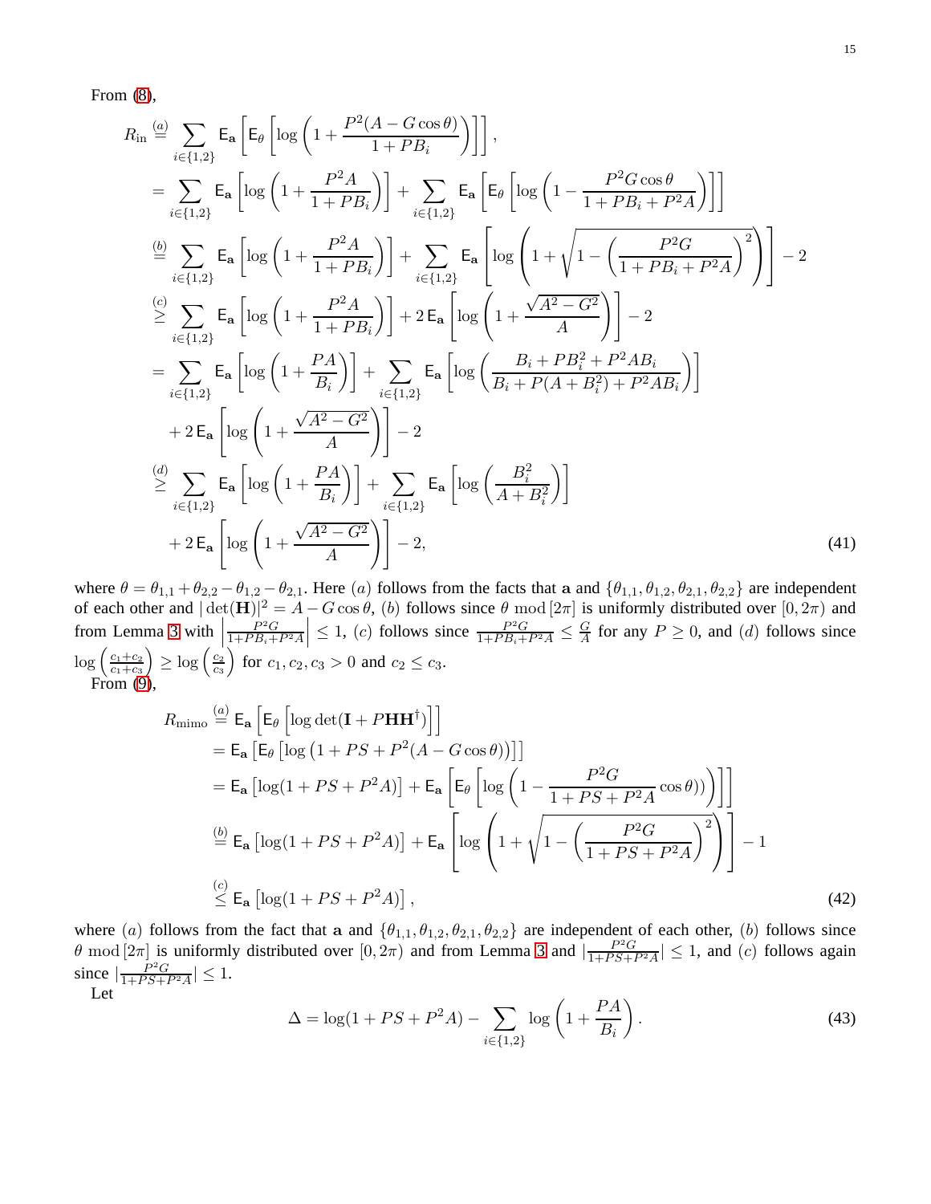From (8),

$$
\begin{aligned}
R_{\text{in}} &\overset{(a)}{=} \sum_{i\in\{1,2\}} \mathsf{E}_{\mathbf{a}}\left[\mathsf{E}_{\theta}\left[\log\left(1+\frac{P^2(A-G\cos\theta)}{1+PB_i}\right)\right]\right], \\
&= \sum_{i\in\{1,2\}} \mathsf{E}_{\mathbf{a}}\left[\log\left(1+\frac{P^2A}{1+PB_i}\right)\right] + \sum_{i\in\{1,2\}} \mathsf{E}_{\mathbf{a}}\left[\mathsf{E}_{\theta}\left[\log\left(1-\frac{P^2G\cos\theta}{1+PB_i+P^2A}\right)\right]\right] \\
&\overset{(b)}{=} \sum_{i\in\{1,2\}} \mathsf{E}_{\mathbf{a}}\left[\log\left(1+\frac{P^2A}{1+PB_i}\right)\right] + \sum_{i\in\{1,2\}} \mathsf{E}_{\mathbf{a}}\left[\log\left(1+\sqrt{1-\left(\frac{P^2G}{1+PB_i+P^2A}\right)^2}\right)\right] - 2 \\
&\overset{(c)}{\geq} \sum_{i\in\{1,2\}} \mathsf{E}_{\mathbf{a}}\left[\log\left(1+\frac{P^2A}{1+PB_i}\right)\right] + 2\,\mathsf{E}_{\mathbf{a}}\left[\log\left(1+\frac{\sqrt{A^2-G^2}}{A}\right)\right] - 2 \\
&= \sum_{i\in\{1,2\}} \mathsf{E}_{\mathbf{a}}\left[\log\left(1+\frac{PA}{B_i}\right)\right] + \sum_{i\in\{1,2\}} \mathsf{E}_{\mathbf{a}}\left[\log\left(\frac{B_i+PB_i^2+P^2AB_i}{B_i+P(A+B_i^2)+P^2AB_i}\right)\right] \\
&\quad + 2\,\mathsf{E}_{\mathbf{a}}\left[\log\left(1+\frac{\sqrt{A^2-G^2}}{A}\right)\right] - 2 \\
&\overset{(d)}{\geq} \sum_{i\in\{1,2\}} \mathsf{E}_{\mathbf{a}}\left[\log\left(1+\frac{PA}{B_i}\right)\right] + \sum_{i\in\{1,2\}} \mathsf{E}_{\mathbf{a}}\left[\log\left(\frac{B_i^2}{A+B_i^2}\right)\right] \\
&\quad + 2\,\mathsf{E}_{\mathbf{a}}\left[\log\left(1+\frac{\sqrt{A^2-G^2}}{A}\right)\right] - 2, \qquad (41)
\end{aligned}
$$

where $\theta = \theta_{1,1}+\theta_{2,2}-\theta_{1,2}-\theta_{2,1}$. Here $(a)$ follows from the facts that $\mathbf{a}$ and $\{\theta_{1,1},\theta_{1,2},\theta_{2,1},\theta_{2,2}\}$ are independent of each other and $|\det(\mathbf{H})|^2 = A - G\cos\theta$, $(b)$ follows since $\theta \bmod [2\pi]$ is uniformly distributed over $[0,2\pi)$ and from Lemma 3 with $\left|\frac{P^2G}{1+PB_i+P^2A}\right| \leq 1$, $(c)$ follows since $\frac{P^2G}{1+PB_i+P^2A} \leq \frac{G}{A}$ for any $P \geq 0$, and $(d)$ follows since $\log\left(\frac{c_1+c_2}{c_1+c_3}\right) \geq \log\left(\frac{c_2}{c_3}\right)$ for $c_1,c_2,c_3 > 0$ and $c_2 \leq c_3$.

From (9),

$$
\begin{aligned}
R_{\text{mimo}} &\overset{(a)}{=} \mathsf{E}_{\mathbf{a}}\left[\mathsf{E}_{\theta}\left[\log\det(\mathbf{I}+P\mathbf{H}\mathbf{H}^{\dagger})\right]\right] \\
&= \mathsf{E}_{\mathbf{a}}\left[\mathsf{E}_{\theta}\left[\log\left(1+PS+P^2(A-G\cos\theta)\right)\right]\right] \\
&= \mathsf{E}_{\mathbf{a}}\left[\log(1+PS+P^2A)\right] + \mathsf{E}_{\mathbf{a}}\left[\mathsf{E}_{\theta}\left[\log\left(1-\frac{P^2G}{1+PS+P^2A}\cos\theta)\right)\right]\right] \\
&\overset{(b)}{=} \mathsf{E}_{\mathbf{a}}\left[\log(1+PS+P^2A)\right] + \mathsf{E}_{\mathbf{a}}\left[\log\left(1+\sqrt{1-\left(\frac{P^2G}{1+PS+P^2A}\right)^2}\right)\right] - 1 \\
&\overset{(c)}{\leq} \mathsf{E}_{\mathbf{a}}\left[\log(1+PS+P^2A)\right], \qquad (42)
\end{aligned}
$$

where $(a)$ follows from the fact that $\mathbf{a}$ and $\{\theta_{1,1},\theta_{1,2},\theta_{2,1},\theta_{2,2}\}$ are independent of each other, $(b)$ follows since $\theta \bmod [2\pi]$ is uniformly distributed over $[0,2\pi)$ and from Lemma 3 and $|\frac{P^2G}{1+PS+P^2A}| \leq 1$, and $(c)$ follows again since $|\frac{P^2G}{1+PS+P^2A}| \leq 1$.

Let

$$
\Delta = \log(1+PS+P^2A) - \sum_{i\in\{1,2\}} \log\left(1+\frac{PA}{B_i}\right). \qquad (43)
$$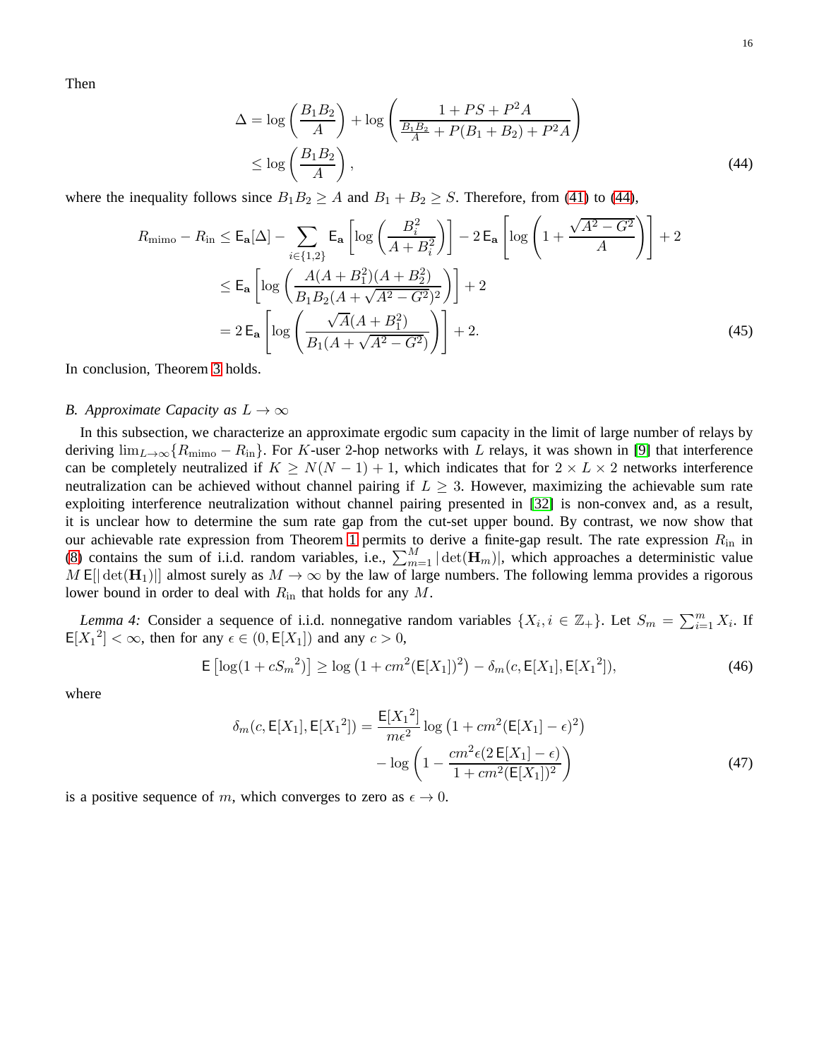Then

$$
\begin{aligned}
\Delta &= \log\left(\frac{B_1 B_2}{A}\right) + \log\left(\frac{1 + PS + P^2 A}{\frac{B_1 B_2}{A} + P(B_1 + B_2) + P^2 A}\right) \\
&\le \log\left(\frac{B_1 B_2}{A}\right),
\end{aligned} \tag{44}
$$

where the inequality follows since $B_1 B_2 \ge A$ and $B_1 + B_2 \ge S$. Therefore, from (41) to (44),

$$
\begin{aligned}
R_{\text{mimo}} - R_{\text{in}} &\le \mathsf{E}_{\mathbf{a}}[\Delta] - \sum_{i \in \{1,2\}} \mathsf{E}_{\mathbf{a}}\left[\log\left(\frac{B_i^2}{A + B_i^2}\right)\right] - 2\,\mathsf{E}_{\mathbf{a}}\left[\log\left(1 + \frac{\sqrt{A^2 - G^2}}{A}\right)\right] + 2 \\
&\le \mathsf{E}_{\mathbf{a}}\left[\log\left(\frac{A(A + B_1^2)(A + B_2^2)}{B_1 B_2 (A + \sqrt{A^2 - G^2})^2}\right)\right] + 2 \\
&= 2\,\mathsf{E}_{\mathbf{a}}\left[\log\left(\frac{\sqrt{A}(A + B_1^2)}{B_1 (A + \sqrt{A^2 - G^2})}\right)\right] + 2.
\end{aligned} \tag{45}
$$

In conclusion, Theorem 3 holds.

### B. Approximate Capacity as $L \to \infty$

In this subsection, we characterize an approximate ergodic sum capacity in the limit of large number of relays by deriving $\lim_{L\to\infty}\{R_{\text{mimo}} - R_{\text{in}}\}$. For $K$-user 2-hop networks with $L$ relays, it was shown in [9] that interference can be completely neutralized if $K \ge N(N-1) + 1$, which indicates that for $2 \times L \times 2$ networks interference neutralization can be achieved without channel pairing if $L \ge 3$. However, maximizing the achievable sum rate exploiting interference neutralization without channel pairing presented in [32] is non-convex and, as a result, it is unclear how to determine the sum rate gap from the cut-set upper bound. By contrast, we now show that our achievable rate expression from Theorem 1 permits to derive a finite-gap result. The rate expression $R_{\text{in}}$ in (8) contains the sum of i.i.d. random variables, i.e., $\sum_{m=1}^{M} |\det(\mathbf{H}_m)|$, which approaches a deterministic value $M\,\mathsf{E}[|\det(\mathbf{H}_1)|]$ almost surely as $M \to \infty$ by the law of large numbers. The following lemma provides a rigorous lower bound in order to deal with $R_{\text{in}}$ that holds for any $M$.

*Lemma 4:* Consider a sequence of i.i.d. nonnegative random variables $\{X_i, i \in \mathbb{Z}_+\}$. Let $S_m = \sum_{i=1}^{m} X_i$. If $\mathsf{E}[{X_1}^2] < \infty$, then for any $\epsilon \in (0, \mathsf{E}[X_1])$ and any $c > 0$,

$$
\mathsf{E}\left[\log(1 + c{S_m}^2)\right] \ge \log\left(1 + cm^2(\mathsf{E}[X_1])^2\right) - \delta_m(c, \mathsf{E}[X_1], \mathsf{E}[{X_1}^2]), \tag{46}
$$

where

$$
\begin{aligned}
\delta_m(c, \mathsf{E}[X_1], \mathsf{E}[{X_1}^2]) = \frac{\mathsf{E}[{X_1}^2]}{m\epsilon^2} \log\left(1 + cm^2(\mathsf{E}[X_1] - \epsilon)^2\right) \\
- \log\left(1 - \frac{cm^2\epsilon(2\,\mathsf{E}[X_1] - \epsilon)}{1 + cm^2(\mathsf{E}[X_1])^2}\right)
\end{aligned} \tag{47}
$$

is a positive sequence of $m$, which converges to zero as $\epsilon \to 0$.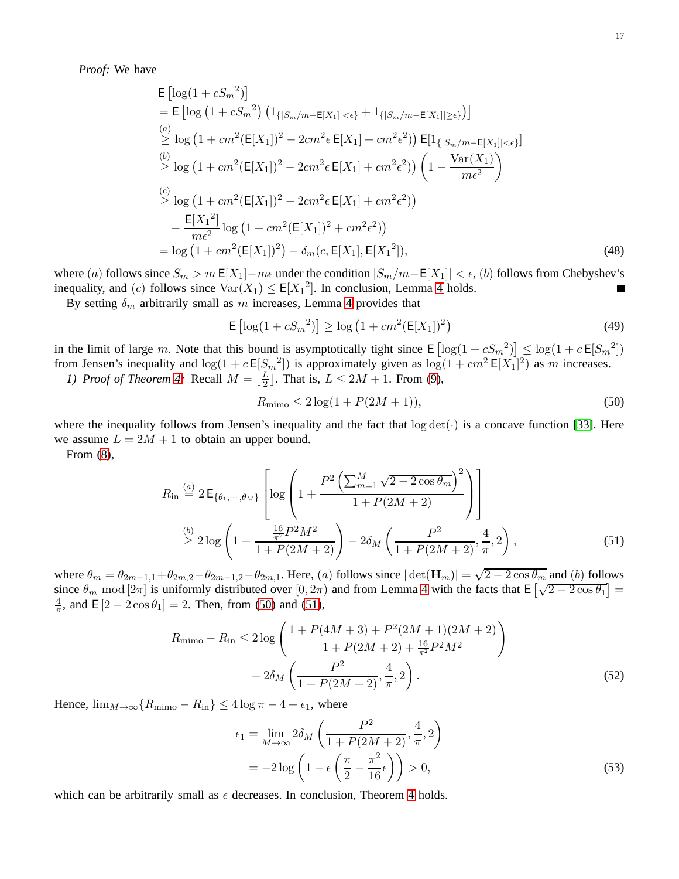*Proof:* We have

$$
\begin{aligned}
&\mathsf{E}\left[\log(1+c{S_m}^2)\right] \\
&= \mathsf{E}\left[\log\left(1+c{S_m}^2\right)\left(1_{\{|S_m/m-\mathsf{E}[X_1]|<\epsilon\}}+1_{\{|S_m/m-\mathsf{E}[X_1]|\geq\epsilon\}}\right)\right] \\
&\overset{(a)}{\geq} \log\left(1+cm^2(\mathsf{E}[X_1])^2-2cm^2\epsilon\,\mathsf{E}[X_1]+cm^2\epsilon^2\right)\right)\mathsf{E}[1_{\{|S_m/m-\mathsf{E}[X_1]|<\epsilon\}}] \\
&\overset{(b)}{\geq} \log\left(1+cm^2(\mathsf{E}[X_1])^2-2cm^2\epsilon\,\mathsf{E}[X_1]+cm^2\epsilon^2\right)\right)\left(1-\frac{\mathrm{Var}(X_1)}{m\epsilon^2}\right) \\
&\overset{(c)}{\geq} \log\left(1+cm^2(\mathsf{E}[X_1])^2-2cm^2\epsilon\,\mathsf{E}[X_1]+cm^2\epsilon^2\right)\right) \\
&\quad -\frac{\mathsf{E}[{X_1}^2]}{m\epsilon^2}\log\left(1+cm^2(\mathsf{E}[X_1])^2+cm^2\epsilon^2\right)\right) \\
&= \log\left(1+cm^2(\mathsf{E}[X_1])^2\right)-\delta_m(c,\mathsf{E}[X_1],\mathsf{E}[{X_1}^2]),
\end{aligned}
\tag{48}
$$

where $(a)$ follows since $S_m > m\,\mathsf{E}[X_1]-m\epsilon$ under the condition $|S_m/m-\mathsf{E}[X_1]|<\epsilon$, $(b)$ follows from Chebyshev's inequality, and $(c)$ follows since $\mathrm{Var}(X_1)\leq\mathsf{E}[{X_1}^2]$. In conclusion, Lemma 4 holds. ■

By setting $\delta_m$ arbitrarily small as $m$ increases, Lemma 4 provides that

$$
\mathsf{E}\left[\log(1+c{S_m}^2)\right]\geq\log\left(1+cm^2(\mathsf{E}[X_1])^2\right)
\tag{49}
$$

in the limit of large $m$. Note that this bound is asymptotically tight since $\mathsf{E}\left[\log(1+c{S_m}^2)\right]\leq\log(1+c\,\mathsf{E}[{S_m}^2])$ from Jensen's inequality and $\log(1+c\,\mathsf{E}[{S_m}^2])$ is approximately given as $\log(1+cm^2\,\mathsf{E}[X_1]^2)$ as $m$ increases.

*1) Proof of Theorem 4:* Recall $M=\lfloor\frac{L}{2}\rfloor$. That is, $L\leq 2M+1$. From (9),

$$
R_{\text{mimo}}\leq 2\log(1+P(2M+1)),
\tag{50}
$$

where the inequality follows from Jensen's inequality and the fact that $\log\det(\cdot)$ is a concave function [33]. Here we assume $L=2M+1$ to obtain an upper bound.

From (8),

$$
\begin{aligned}
R_{\text{in}} &\overset{(a)}{=} 2\,\mathsf{E}_{\{\theta_1,\cdots,\theta_M\}}\left[\log\left(1+\frac{P^2\left(\sum_{m=1}^{M}\sqrt{2-2\cos\theta_m}\right)^2}{1+P(2M+2)}\right)\right] \\
&\overset{(b)}{\geq} 2\log\left(1+\frac{\frac{16}{\pi^2}P^2M^2}{1+P(2M+2)}\right)-2\delta_M\left(\frac{P^2}{1+P(2M+2)},\frac{4}{\pi},2\right),
\end{aligned}
\tag{51}
$$

where $\theta_m=\theta_{2m-1,1}+\theta_{2m,2}-\theta_{2m-1,2}-\theta_{2m,1}$. Here, $(a)$ follows since $|\det(\mathbf{H}_m)|=\sqrt{2-2\cos\theta_m}$ and $(b)$ follows since $\theta_m \bmod [2\pi]$ is uniformly distributed over $[0,2\pi)$ and from Lemma 4 with the facts that $\mathsf{E}\left[\sqrt{2-2\cos\theta_1}\right]=\frac{4}{\pi}$, and $\mathsf{E}\left[2-2\cos\theta_1\right]=2$. Then, from (50) and (51),

$$
\begin{aligned}
R_{\text{mimo}}-R_{\text{in}} &\leq 2\log\left(\frac{1+P(4M+3)+P^2(2M+1)(2M+2)}{1+P(2M+2)+\frac{16}{\pi^2}P^2M^2}\right) \\
&\quad +2\delta_M\left(\frac{P^2}{1+P(2M+2)},\frac{4}{\pi},2\right).
\end{aligned}
\tag{52}
$$

Hence, $\lim_{M\to\infty}\{R_{\text{mimo}}-R_{\text{in}}\}\leq 4\log\pi-4+\epsilon_1$, where

$$
\begin{aligned}
\epsilon_1 &= \lim_{M\to\infty}2\delta_M\left(\frac{P^2}{1+P(2M+2)},\frac{4}{\pi},2\right) \\
&= -2\log\left(1-\epsilon\left(\frac{\pi}{2}-\frac{\pi^2}{16}\epsilon\right)\right)>0,
\end{aligned}
\tag{53}
$$

which can be arbitrarily small as $\epsilon$ decreases. In conclusion, Theorem 4 holds.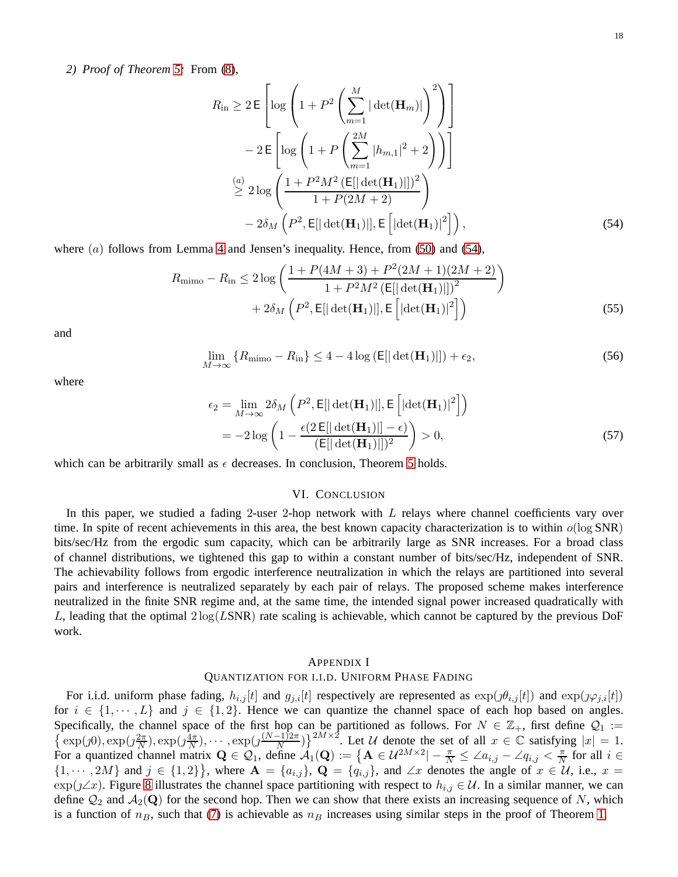*2) Proof of Theorem 5:* From (8),

$$
\begin{aligned}
R_{\text{in}} &\geq 2\,\mathsf{E}\left[\log\left(1+P^2\left(\sum_{m=1}^{M}|\det(\mathbf{H}_m)|\right)^2\right)\right] \\
&\quad - 2\,\mathsf{E}\left[\log\left(1+P\left(\sum_{m=1}^{2M}|h_{m,1}|^2+2\right)\right)\right] \\
&\overset{(a)}{\geq} 2\log\left(\frac{1+P^2M^2\left(\mathsf{E}[|\det(\mathbf{H}_1)|]\right)^2}{1+P(2M+2)}\right) \\
&\quad - 2\delta_M\left(P^2, \mathsf{E}[|\det(\mathbf{H}_1)|], \mathsf{E}\left[|\det(\mathbf{H}_1)|^2\right]\right),
\end{aligned} \tag{54}
$$

where $(a)$ follows from Lemma 4 and Jensen's inequality. Hence, from (50) and (54),

$$
\begin{aligned}
R_{\text{mimo}} - R_{\text{in}} &\leq 2\log\left(\frac{1+P(4M+3)+P^2(2M+1)(2M+2)}{1+P^2M^2\left(\mathsf{E}[|\det(\mathbf{H}_1)|]\right)^2}\right) \\
&\quad + 2\delta_M\left(P^2, \mathsf{E}[|\det(\mathbf{H}_1)|], \mathsf{E}\left[|\det(\mathbf{H}_1)|^2\right]\right)
\end{aligned} \tag{55}
$$

and

$$
\lim_{M\to\infty}\{R_{\text{mimo}} - R_{\text{in}}\} \leq 4 - 4\log\left(\mathsf{E}[|\det(\mathbf{H}_1)|]\right) + \epsilon_2, \tag{56}
$$

where

$$
\begin{aligned}
\epsilon_2 &= \lim_{M\to\infty} 2\delta_M\left(P^2, \mathsf{E}[|\det(\mathbf{H}_1)|], \mathsf{E}\left[|\det(\mathbf{H}_1)|^2\right]\right) \\
&= -2\log\left(1 - \frac{\epsilon(2\,\mathsf{E}[|\det(\mathbf{H}_1)|]-\epsilon)}{(\mathsf{E}[|\det(\mathbf{H}_1)|])^2}\right) > 0,
\end{aligned} \tag{57}
$$

which can be arbitrarily small as $\epsilon$ decreases. In conclusion, Theorem 5 holds.

## VI. Conclusion

In this paper, we studied a fading 2-user 2-hop network with $L$ relays where channel coefficients vary over time. In spite of recent achievements in this area, the best known capacity characterization is to within $o(\log \mathsf{SNR})$ bits/sec/Hz from the ergodic sum capacity, which can be arbitrarily large as SNR increases. For a broad class of channel distributions, we tightened this gap to within a constant number of bits/sec/Hz, independent of SNR. The achievability follows from ergodic interference neutralization in which the relays are partitioned into several pairs and interference is neutralized separately by each pair of relays. The proposed scheme makes interference neutralized in the finite SNR regime and, at the same time, the intended signal power increased quadratically with $L$, leading that the optimal $2\log(L\mathsf{SNR})$ rate scaling is achievable, which cannot be captured by the previous DoF work.

## Appendix I
### Quantization for i.i.d. Uniform Phase Fading

For i.i.d. uniform phase fading, $h_{i,j}[t]$ and $g_{j,i}[t]$ respectively are represented as $\exp(\jmath\theta_{i,j}[t])$ and $\exp(\jmath\varphi_{j,i}[t])$ for $i \in \{1,\cdots,L\}$ and $j \in \{1,2\}$. Hence we can quantize the channel space of each hop based on angles. Specifically, the channel space of the first hop can be partitioned as follows. For $N \in \mathbb{Z}_+$, first define $\mathcal{Q}_1 := \left\{\exp(\jmath 0), \exp(\jmath\frac{2\pi}{N}), \exp(\jmath\frac{4\pi}{N}), \cdots, \exp(\jmath\frac{(N-1)2\pi}{N})\right\}^{2M\times 2}$. Let $\mathcal{U}$ denote the set of all $x \in \mathbb{C}$ satisfying $|x| = 1$. For a quantized channel matrix $\mathbf{Q} \in \mathcal{Q}_1$, define $\mathcal{A}_1(\mathbf{Q}) := \left\{\mathbf{A} \in \mathcal{U}^{2M\times 2} \middle| -\frac{\pi}{N} \leq \angle a_{i,j} - \angle q_{i,j} < \frac{\pi}{N} \text{ for all } i \in \{1,\cdots,2M\} \text{ and } j \in \{1,2\}\right\}$, where $\mathbf{A} = \{a_{i,j}\}$, $\mathbf{Q} = \{q_{i,j}\}$, and $\angle x$ denotes the angle of $x \in \mathcal{U}$, i.e., $x = \exp(\jmath\angle x)$. Figure 8 illustrates the channel space partitioning with respect to $h_{i,j} \in \mathcal{U}$. In a similar manner, we can define $\mathcal{Q}_2$ and $\mathcal{A}_2(\mathbf{Q})$ for the second hop. Then we can show that there exists an increasing sequence of $N$, which is a function of $n_B$, such that (7) is achievable as $n_B$ increases using similar steps in the proof of Theorem 1.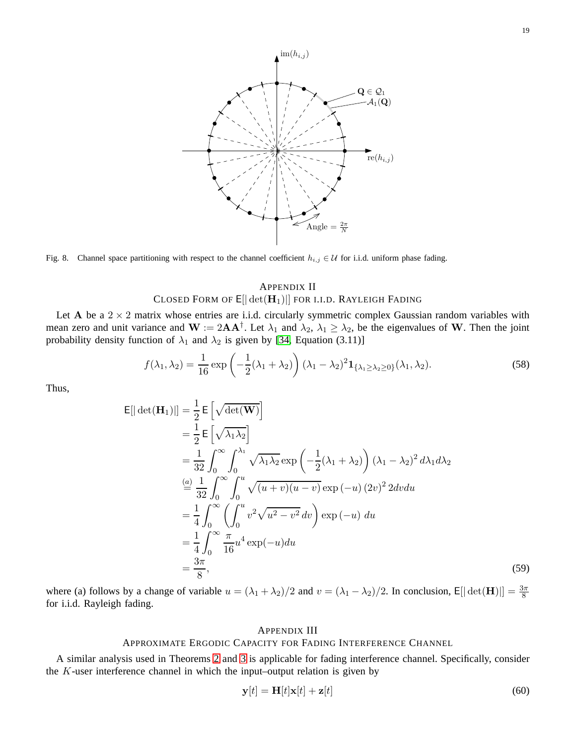Fig. 8. Channel space partitioning with respect to the channel coefficient $h_{i,j} \in \mathcal{U}$ for i.i.d. uniform phase fading.

## Appendix II
## Closed Form of $\mathsf{E}[|\det(\mathbf{H}_1)|]$ for i.i.d. Rayleigh Fading

Let $\mathbf{A}$ be a $2 \times 2$ matrix whose entries are i.i.d. circularly symmetric complex Gaussian random variables with mean zero and unit variance and $\mathbf{W} := 2\mathbf{A}\mathbf{A}^\dagger$. Let $\lambda_1$ and $\lambda_2$, $\lambda_1 \geq \lambda_2$, be the eigenvalues of $\mathbf{W}$. Then the joint probability density function of $\lambda_1$ and $\lambda_2$ is given by [34, Equation (3.11)]

$$f(\lambda_1, \lambda_2) = \frac{1}{16} \exp\left(-\frac{1}{2}(\lambda_1 + \lambda_2)\right)(\lambda_1 - \lambda_2)^2 \mathbf{1}_{\{\lambda_1 \geq \lambda_2 \geq 0\}}(\lambda_1, \lambda_2). \tag{58}$$

Thus,

$$\begin{aligned}
\mathsf{E}[|\det(\mathbf{H}_1)|] &= \frac{1}{2}\,\mathsf{E}\left[\sqrt{\det(\mathbf{W})}\right] \\
&= \frac{1}{2}\,\mathsf{E}\left[\sqrt{\lambda_1\lambda_2}\right] \\
&= \frac{1}{32}\int_0^\infty \int_0^{\lambda_1} \sqrt{\lambda_1\lambda_2}\exp\left(-\frac{1}{2}(\lambda_1+\lambda_2)\right)(\lambda_1-\lambda_2)^2\, d\lambda_1 d\lambda_2 \\
&\overset{(a)}{=} \frac{1}{32}\int_0^\infty \int_0^{u} \sqrt{(u+v)(u-v)}\exp\left(-u\right)(2v)^2\, 2dvdu \\
&= \frac{1}{4}\int_0^\infty \left(\int_0^u v^2\sqrt{u^2-v^2}\,dv\right)\exp\left(-u\right)\,du \\
&= \frac{1}{4}\int_0^\infty \frac{\pi}{16}u^4\exp(-u)du \\
&= \frac{3\pi}{8},
\end{aligned} \tag{59}$$

where (a) follows by a change of variable $u = (\lambda_1 + \lambda_2)/2$ and $v = (\lambda_1 - \lambda_2)/2$. In conclusion, $\mathsf{E}[|\det(\mathbf{H})|] = \frac{3\pi}{8}$ for i.i.d. Rayleigh fading.

## Appendix III
## Approximate Ergodic Capacity for Fading Interference Channel

A similar analysis used in Theorems 2 and 3 is applicable for fading interference channel. Specifically, consider the $K$-user interference channel in which the input–output relation is given by

$$\mathbf{y}[t] = \mathbf{H}[t]\mathbf{x}[t] + \mathbf{z}[t] \tag{60}$$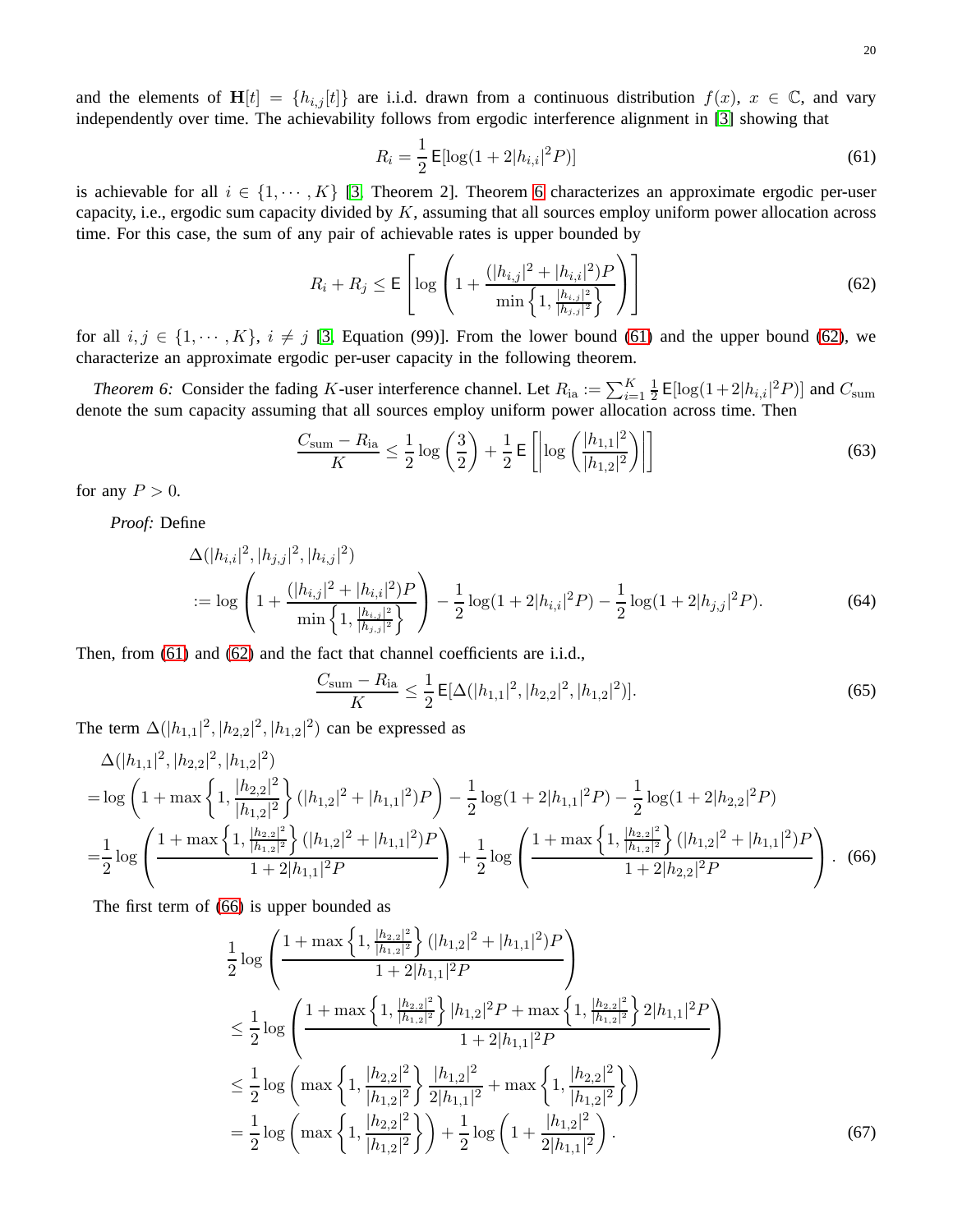and the elements of $\mathbf{H}[t] = \{h_{i,j}[t]\}$ are i.i.d. drawn from a continuous distribution $f(x)$, $x \in \mathbb{C}$, and vary independently over time. The achievability follows from ergodic interference alignment in [3] showing that

$$R_i = \frac{1}{2}\,\mathsf{E}[\log(1+2|h_{i,i}|^2 P)] \tag{61}$$

is achievable for all $i \in \{1, \cdots, K\}$ [3, Theorem 2]. Theorem 6 characterizes an approximate ergodic per-user capacity, i.e., ergodic sum capacity divided by $K$, assuming that all sources employ uniform power allocation across time. For this case, the sum of any pair of achievable rates is upper bounded by

$$R_i + R_j \le \mathsf{E}\left[\log\left(1 + \frac{(|h_{i,j}|^2 + |h_{i,i}|^2)P}{\min\left\{1, \frac{|h_{i,j}|^2}{|h_{j,j}|^2}\right\}}\right)\right] \tag{62}$$

for all $i, j \in \{1, \cdots, K\}$, $i \ne j$ [3, Equation (99)]. From the lower bound (61) and the upper bound (62), we characterize an approximate ergodic per-user capacity in the following theorem.

*Theorem 6:* Consider the fading $K$-user interference channel. Let $R_{\rm ia} := \sum_{i=1}^{K} \frac{1}{2}\,\mathsf{E}[\log(1+2|h_{i,i}|^2 P)]$ and $C_{\rm sum}$ denote the sum capacity assuming that all sources employ uniform power allocation across time. Then

$$\frac{C_{\rm sum} - R_{\rm ia}}{K} \le \frac{1}{2}\log\left(\frac{3}{2}\right) + \frac{1}{2}\,\mathsf{E}\left[\left|\log\left(\frac{|h_{1,1}|^2}{|h_{1,2}|^2}\right)\right|\right] \tag{63}$$

for any $P > 0$.

*Proof:* Define

$$\begin{aligned}
&\Delta(|h_{i,i}|^2, |h_{j,j}|^2, |h_{i,j}|^2) \\
&:= \log\left(1 + \frac{(|h_{i,j}|^2 + |h_{i,i}|^2)P}{\min\left\{1, \frac{|h_{i,j}|^2}{|h_{j,j}|^2}\right\}}\right) - \frac{1}{2}\log(1+2|h_{i,i}|^2 P) - \frac{1}{2}\log(1+2|h_{j,j}|^2 P).
\end{aligned} \tag{64}$$

Then, from (61) and (62) and the fact that channel coefficients are i.i.d.,

$$\frac{C_{\rm sum} - R_{\rm ia}}{K} \le \frac{1}{2}\,\mathsf{E}[\Delta(|h_{1,1}|^2, |h_{2,2}|^2, |h_{1,2}|^2)]. \tag{65}$$

The term $\Delta(|h_{1,1}|^2, |h_{2,2}|^2, |h_{1,2}|^2)$ can be expressed as

$$\begin{aligned}
&\Delta(|h_{1,1}|^2, |h_{2,2}|^2, |h_{1,2}|^2) \\
&= \log\left(1 + \max\left\{1, \frac{|h_{2,2}|^2}{|h_{1,2}|^2}\right\}(|h_{1,2}|^2 + |h_{1,1}|^2)P\right) - \frac{1}{2}\log(1+2|h_{1,1}|^2 P) - \frac{1}{2}\log(1+2|h_{2,2}|^2 P) \\
&= \frac{1}{2}\log\left(\frac{1 + \max\left\{1, \frac{|h_{2,2}|^2}{|h_{1,2}|^2}\right\}(|h_{1,2}|^2 + |h_{1,1}|^2)P}{1+2|h_{1,1}|^2 P}\right) + \frac{1}{2}\log\left(\frac{1 + \max\left\{1, \frac{|h_{2,2}|^2}{|h_{1,2}|^2}\right\}(|h_{1,2}|^2 + |h_{1,1}|^2)P}{1+2|h_{2,2}|^2 P}\right).
\end{aligned} \tag{66}$$

The first term of (66) is upper bounded as

$$\begin{aligned}
&\frac{1}{2}\log\left(\frac{1 + \max\left\{1, \frac{|h_{2,2}|^2}{|h_{1,2}|^2}\right\}(|h_{1,2}|^2 + |h_{1,1}|^2)P}{1+2|h_{1,1}|^2 P}\right) \\
&\le \frac{1}{2}\log\left(\frac{1 + \max\left\{1, \frac{|h_{2,2}|^2}{|h_{1,2}|^2}\right\}|h_{1,2}|^2 P + \max\left\{1, \frac{|h_{2,2}|^2}{|h_{1,2}|^2}\right\}2|h_{1,1}|^2 P}{1+2|h_{1,1}|^2 P}\right) \\
&\le \frac{1}{2}\log\left(\max\left\{1, \frac{|h_{2,2}|^2}{|h_{1,2}|^2}\right\}\frac{|h_{1,2}|^2}{2|h_{1,1}|^2} + \max\left\{1, \frac{|h_{2,2}|^2}{|h_{1,2}|^2}\right\}\right) \\
&= \frac{1}{2}\log\left(\max\left\{1, \frac{|h_{2,2}|^2}{|h_{1,2}|^2}\right\}\right) + \frac{1}{2}\log\left(1 + \frac{|h_{1,2}|^2}{2|h_{1,1}|^2}\right).
\end{aligned} \tag{67}$$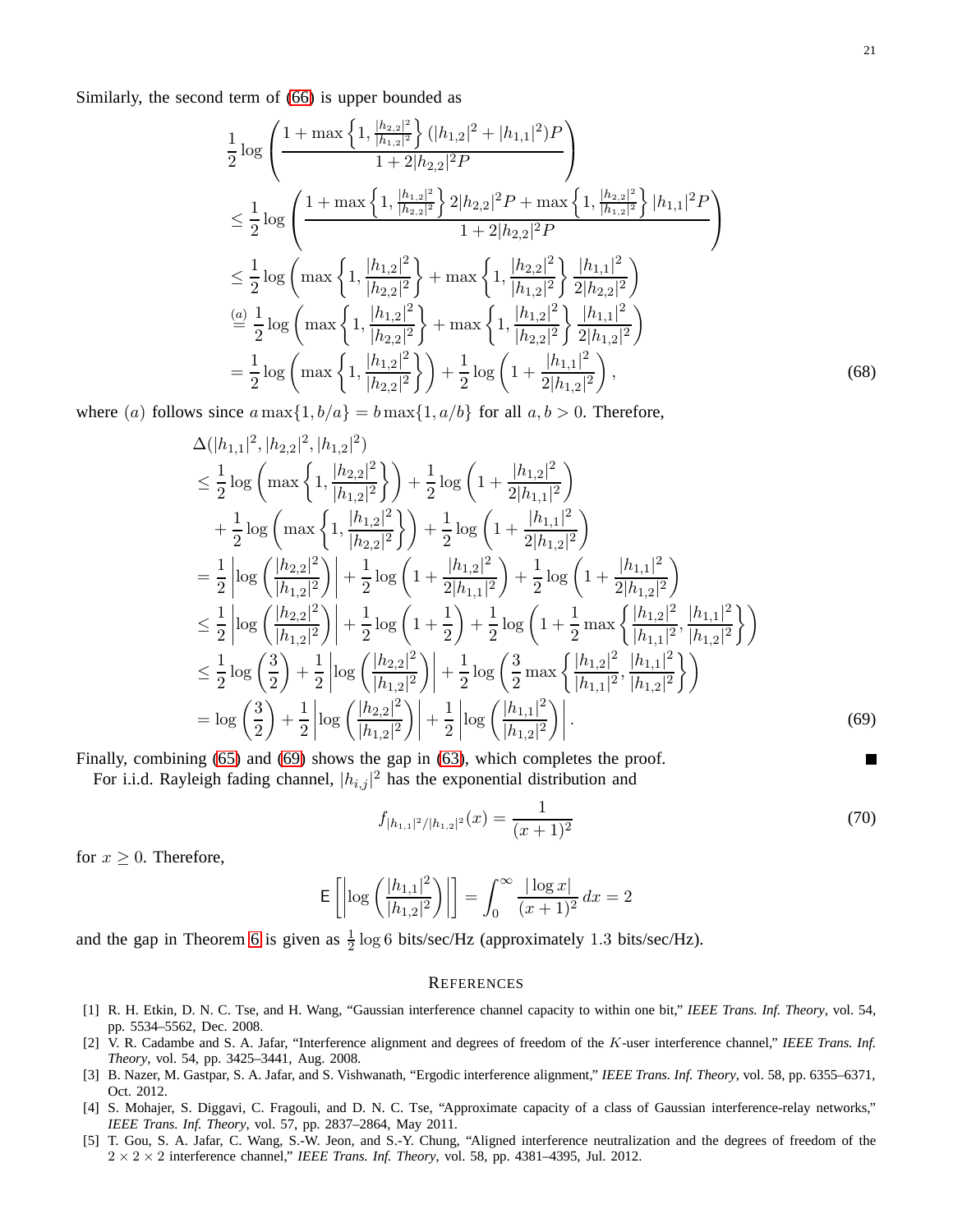Similarly, the second term of (66) is upper bounded as

$$
\begin{aligned}
&\frac{1}{2}\log\left(\frac{1+\max\left\{1,\frac{|h_{2,2}|^2}{|h_{1,2}|^2}\right\}(|h_{1,2}|^2+|h_{1,1}|^2)P}{1+2|h_{2,2}|^2P}\right)\\
&\le \frac{1}{2}\log\left(\frac{1+\max\left\{1,\frac{|h_{1,2}|^2}{|h_{2,2}|^2}\right\}2|h_{2,2}|^2P+\max\left\{1,\frac{|h_{2,2}|^2}{|h_{1,2}|^2}\right\}|h_{1,1}|^2P}{1+2|h_{2,2}|^2P}\right)\\
&\le \frac{1}{2}\log\left(\max\left\{1,\frac{|h_{1,2}|^2}{|h_{2,2}|^2}\right\}+\max\left\{1,\frac{|h_{2,2}|^2}{|h_{1,2}|^2}\right\}\frac{|h_{1,1}|^2}{2|h_{2,2}|^2}\right)\\
&\overset{(a)}{=} \frac{1}{2}\log\left(\max\left\{1,\frac{|h_{1,2}|^2}{|h_{2,2}|^2}\right\}+\max\left\{1,\frac{|h_{1,2}|^2}{|h_{2,2}|^2}\right\}\frac{|h_{1,1}|^2}{2|h_{1,2}|^2}\right)\\
&= \frac{1}{2}\log\left(\max\left\{1,\frac{|h_{1,2}|^2}{|h_{2,2}|^2}\right\}\right)+\frac{1}{2}\log\left(1+\frac{|h_{1,1}|^2}{2|h_{1,2}|^2}\right),
\end{aligned}
\tag{68}
$$

where $(a)$ follows since $a\max\{1,b/a\}=b\max\{1,a/b\}$ for all $a,b>0$. Therefore,

$$
\begin{aligned}
&\Delta(|h_{1,1}|^2,|h_{2,2}|^2,|h_{1,2}|^2)\\
&\le \frac{1}{2}\log\left(\max\left\{1,\frac{|h_{2,2}|^2}{|h_{1,2}|^2}\right\}\right)+\frac{1}{2}\log\left(1+\frac{|h_{1,2}|^2}{2|h_{1,1}|^2}\right)\\
&\quad+\frac{1}{2}\log\left(\max\left\{1,\frac{|h_{1,2}|^2}{|h_{2,2}|^2}\right\}\right)+\frac{1}{2}\log\left(1+\frac{|h_{1,1}|^2}{2|h_{1,2}|^2}\right)\\
&= \frac{1}{2}\left|\log\left(\frac{|h_{2,2}|^2}{|h_{1,2}|^2}\right)\right|+\frac{1}{2}\log\left(1+\frac{|h_{1,2}|^2}{2|h_{1,1}|^2}\right)+\frac{1}{2}\log\left(1+\frac{|h_{1,1}|^2}{2|h_{1,2}|^2}\right)\\
&\le \frac{1}{2}\left|\log\left(\frac{|h_{2,2}|^2}{|h_{1,2}|^2}\right)\right|+\frac{1}{2}\log\left(1+\frac{1}{2}\right)+\frac{1}{2}\log\left(1+\frac{1}{2}\max\left\{\frac{|h_{1,2}|^2}{|h_{1,1}|^2},\frac{|h_{1,1}|^2}{|h_{1,2}|^2}\right\}\right)\\
&\le \frac{1}{2}\log\left(\frac{3}{2}\right)+\frac{1}{2}\left|\log\left(\frac{|h_{2,2}|^2}{|h_{1,2}|^2}\right)\right|+\frac{1}{2}\log\left(\frac{3}{2}\max\left\{\frac{|h_{1,2}|^2}{|h_{1,1}|^2},\frac{|h_{1,1}|^2}{|h_{1,2}|^2}\right\}\right)\\
&= \log\left(\frac{3}{2}\right)+\frac{1}{2}\left|\log\left(\frac{|h_{2,2}|^2}{|h_{1,2}|^2}\right)\right|+\frac{1}{2}\left|\log\left(\frac{|h_{1,1}|^2}{|h_{1,2}|^2}\right)\right|.
\end{aligned}
\tag{69}
$$

Finally, combining (65) and (69) shows the gap in (63), which completes the proof. ■

For i.i.d. Rayleigh fading channel, $|h_{i,j}|^2$ has the exponential distribution and

$$
f_{|h_{1,1}|^2/|h_{1,2}|^2}(x)=\frac{1}{(x+1)^2}
\tag{70}
$$

for $x\ge 0$. Therefore,

$$
\mathsf{E}\left[\left|\log\left(\frac{|h_{1,1}|^2}{|h_{1,2}|^2}\right)\right|\right]=\int_0^\infty\frac{|\log x|}{(x+1)^2}\,dx=2
$$

and the gap in Theorem 6 is given as $\frac{1}{2}\log 6$ bits/sec/Hz (approximately $1.3$ bits/sec/Hz).

## References

[1] R. H. Etkin, D. N. C. Tse, and H. Wang, "Gaussian interference channel capacity to within one bit," *IEEE Trans. Inf. Theory*, vol. 54, pp. 5534–5562, Dec. 2008.

[2] V. R. Cadambe and S. A. Jafar, "Interference alignment and degrees of freedom of the $K$-user interference channel," *IEEE Trans. Inf. Theory*, vol. 54, pp. 3425–3441, Aug. 2008.

[3] B. Nazer, M. Gastpar, S. A. Jafar, and S. Vishwanath, "Ergodic interference alignment," *IEEE Trans. Inf. Theory*, vol. 58, pp. 6355–6371, Oct. 2012.

[4] S. Mohajer, S. Diggavi, C. Fragouli, and D. N. C. Tse, "Approximate capacity of a class of Gaussian interference-relay networks," *IEEE Trans. Inf. Theory*, vol. 57, pp. 2837–2864, May 2011.

[5] T. Gou, S. A. Jafar, C. Wang, S.-W. Jeon, and S.-Y. Chung, "Aligned interference neutralization and the degrees of freedom of the $2\times 2\times 2$ interference channel," *IEEE Trans. Inf. Theory*, vol. 58, pp. 4381–4395, Jul. 2012.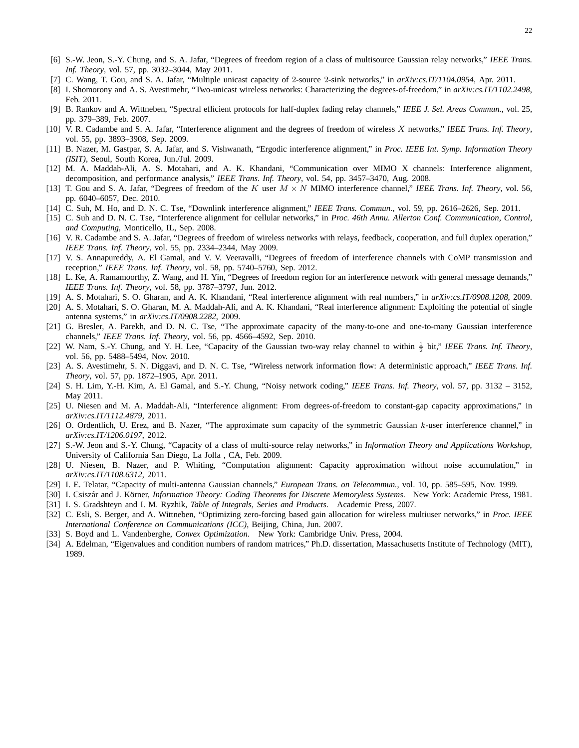[6] S.-W. Jeon, S.-Y. Chung, and S. A. Jafar, "Degrees of freedom region of a class of multisource Gaussian relay networks," *IEEE Trans. Inf. Theory*, vol. 57, pp. 3032–3044, May 2011.

[7] C. Wang, T. Gou, and S. A. Jafar, "Multiple unicast capacity of 2-source 2-sink networks," in *arXiv:cs.IT/1104.0954*, Apr. 2011.

[8] I. Shomorony and A. S. Avestimehr, "Two-unicast wireless networks: Characterizing the degrees-of-freedom," in *arXiv:cs.IT/1102.2498*, Feb. 2011.

[9] B. Rankov and A. Wittneben, "Spectral efficient protocols for half-duplex fading relay channels," *IEEE J. Sel. Areas Commun.*, vol. 25, pp. 379–389, Feb. 2007.

[10] V. R. Cadambe and S. A. Jafar, "Interference alignment and the degrees of freedom of wireless $X$ networks," *IEEE Trans. Inf. Theory*, vol. 55, pp. 3893–3908, Sep. 2009.

[11] B. Nazer, M. Gastpar, S. A. Jafar, and S. Vishwanath, "Ergodic interference alignment," in *Proc. IEEE Int. Symp. Information Theory (ISIT)*, Seoul, South Korea, Jun./Jul. 2009.

[12] M. A. Maddah-Ali, A. S. Motahari, and A. K. Khandani, "Communication over MIMO X channels: Interference alignment, decomposition, and performance analysis," *IEEE Trans. Inf. Theory*, vol. 54, pp. 3457–3470, Aug. 2008.

[13] T. Gou and S. A. Jafar, "Degrees of freedom of the $K$ user $M \times N$ MIMO interference channel," *IEEE Trans. Inf. Theory*, vol. 56, pp. 6040–6057, Dec. 2010.

[14] C. Suh, M. Ho, and D. N. C. Tse, "Downlink interference alignment," *IEEE Trans. Commun.*, vol. 59, pp. 2616–2626, Sep. 2011.

[15] C. Suh and D. N. C. Tse, "Interference alignment for cellular networks," in *Proc. 46th Annu. Allerton Conf. Communication, Control, and Computing*, Monticello, IL, Sep. 2008.

[16] V. R. Cadambe and S. A. Jafar, "Degrees of freedom of wireless networks with relays, feedback, cooperation, and full duplex operation," *IEEE Trans. Inf. Theory*, vol. 55, pp. 2334–2344, May 2009.

[17] V. S. Annapureddy, A. El Gamal, and V. V. Veeravalli, "Degrees of freedom of interference channels with CoMP transmission and reception," *IEEE Trans. Inf. Theory*, vol. 58, pp. 5740–5760, Sep. 2012.

[18] L. Ke, A. Ramamoorthy, Z. Wang, and H. Yin, "Degrees of freedom region for an interference network with general message demands," *IEEE Trans. Inf. Theory*, vol. 58, pp. 3787–3797, Jun. 2012.

[19] A. S. Motahari, S. O. Gharan, and A. K. Khandani, "Real interference alignment with real numbers," in *arXiv:cs.IT/0908.1208*, 2009.

[20] A. S. Motahari, S. O. Gharan, M. A. Maddah-Ali, and A. K. Khandani, "Real interference alignment: Exploiting the potential of single antenna systems," in *arXiv:cs.IT/0908.2282*, 2009.

[21] G. Bresler, A. Parekh, and D. N. C. Tse, "The approximate capacity of the many-to-one and one-to-many Gaussian interference channels," *IEEE Trans. Inf. Theory*, vol. 56, pp. 4566–4592, Sep. 2010.

[22] W. Nam, S.-Y. Chung, and Y. H. Lee, "Capacity of the Gaussian two-way relay channel to within $\frac{1}{2}$ bit," *IEEE Trans. Inf. Theory*, vol. 56, pp. 5488–5494, Nov. 2010.

[23] A. S. Avestimehr, S. N. Diggavi, and D. N. C. Tse, "Wireless network information flow: A deterministic approach," *IEEE Trans. Inf. Theory*, vol. 57, pp. 1872–1905, Apr. 2011.

[24] S. H. Lim, Y.-H. Kim, A. El Gamal, and S.-Y. Chung, "Noisy network coding," *IEEE Trans. Inf. Theory*, vol. 57, pp. 3132 – 3152, May 2011.

[25] U. Niesen and M. A. Maddah-Ali, "Interference alignment: From degrees-of-freedom to constant-gap capacity approximations," in *arXiv:cs.IT/1112.4879*, 2011.

[26] O. Ordentlich, U. Erez, and B. Nazer, "The approximate sum capacity of the symmetric Gaussian $k$-user interference channel," in *arXiv:cs.IT/1206.0197*, 2012.

[27] S.-W. Jeon and S.-Y. Chung, "Capacity of a class of multi-source relay networks," in *Information Theory and Applications Workshop*, University of California San Diego, La Jolla , CA, Feb. 2009.

[28] U. Niesen, B. Nazer, and P. Whiting, "Computation alignment: Capacity approximation without noise accumulation," in *arXiv:cs.IT/1108.6312*, 2011.

[29] I. E. Telatar, "Capacity of multi-antenna Gaussian channels," *European Trans. on Telecommun.*, vol. 10, pp. 585–595, Nov. 1999.

[30] I. Csiszár and J. Körner, *Information Theory: Coding Theorems for Discrete Memoryless Systems*. New York: Academic Press, 1981.

[31] I. S. Gradshteyn and I. M. Ryzhik, *Table of Integrals, Series and Products*. Academic Press, 2007.

[32] C. Esli, S. Berger, and A. Wittneben, "Optimizing zero-forcing based gain allocation for wireless multiuser networks," in *Proc. IEEE International Conference on Communications (ICC)*, Beijing, China, Jun. 2007.

[33] S. Boyd and L. Vandenberghe, *Convex Optimization*. New York: Cambridge Univ. Press, 2004.

[34] A. Edelman, "Eigenvalues and condition numbers of random matrices," Ph.D. dissertation, Massachusetts Institute of Technology (MIT), 1989.